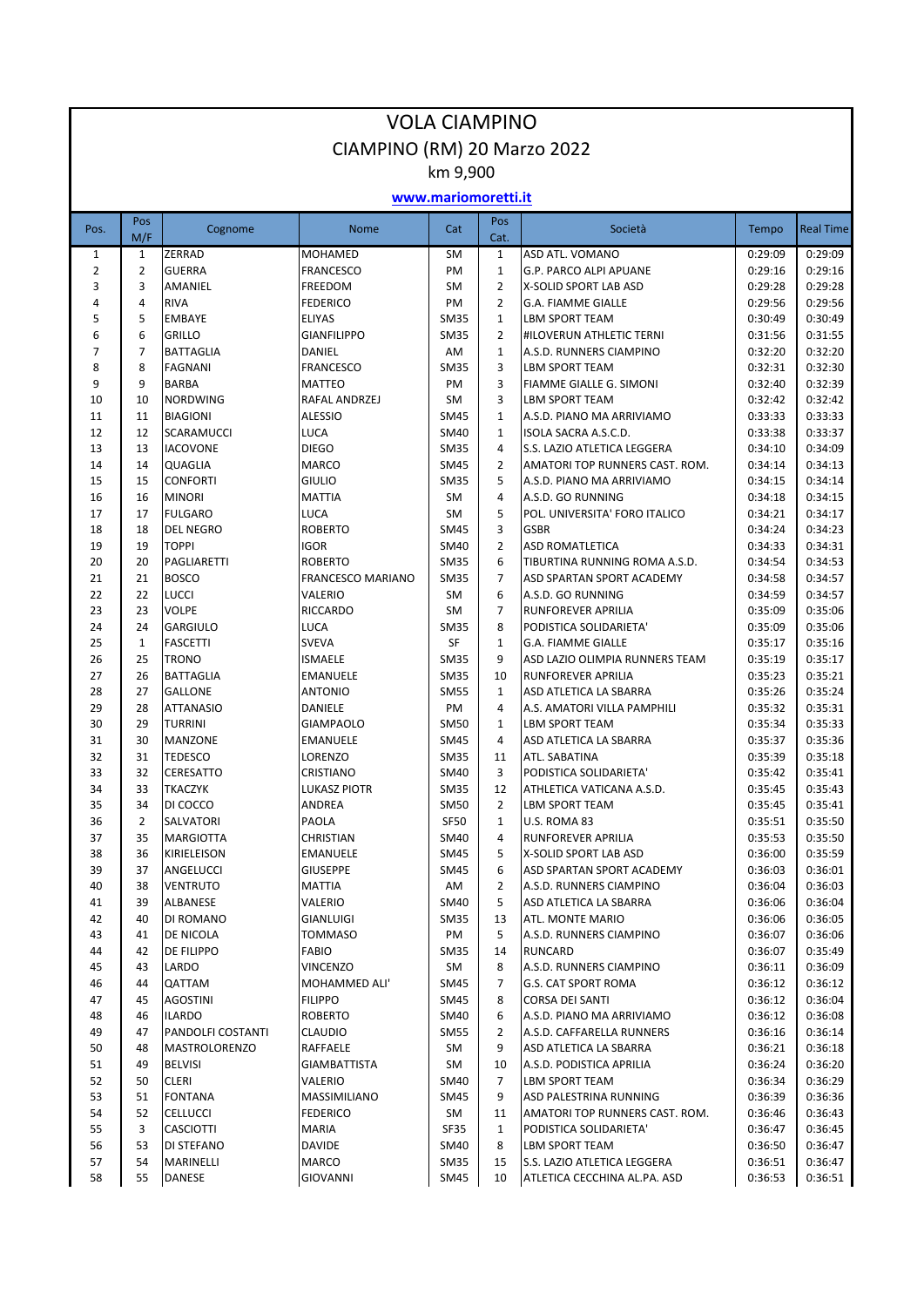# VOLA CIAMPINO

## CIAMPINO (RM) 20 Marzo 2022

km 9,900

**www.mariomoretti.it**

| Pos. | Pos M/F | Cognome | Nome | Cat | Pos Cat. | Società | Tempo | Real Time |
|---|---|---|---|---|---|---|---|---|
| 1 | 1 | ZERRAD | MOHAMED | SM | 1 | ASD ATL. VOMANO | 0:29:09 | 0:29:09 |
| 2 | 2 | GUERRA | FRANCESCO | PM | 1 | G.P. PARCO ALPI APUANE | 0:29:16 | 0:29:16 |
| 3 | 3 | AMANIEL | FREEDOM | SM | 2 | X-SOLID SPORT LAB ASD | 0:29:28 | 0:29:28 |
| 4 | 4 | RIVA | FEDERICO | PM | 2 | G.A. FIAMME GIALLE | 0:29:56 | 0:29:56 |
| 5 | 5 | EMBAYE | ELIYAS | SM35 | 1 | LBM SPORT TEAM | 0:30:49 | 0:30:49 |
| 6 | 6 | GRILLO | GIANFILIPPO | SM35 | 2 | #ILOVERUN ATHLETIC TERNI | 0:31:56 | 0:31:55 |
| 7 | 7 | BATTAGLIA | DANIEL | AM | 1 | A.S.D. RUNNERS CIAMPINO | 0:32:20 | 0:32:20 |
| 8 | 8 | FAGNANI | FRANCESCO | SM35 | 3 | LBM SPORT TEAM | 0:32:31 | 0:32:30 |
| 9 | 9 | BARBA | MATTEO | PM | 3 | FIAMME GIALLE G. SIMONI | 0:32:40 | 0:32:39 |
| 10 | 10 | NORDWING | RAFAL ANDRZEJ | SM | 3 | LBM SPORT TEAM | 0:32:42 | 0:32:42 |
| 11 | 11 | BIAGIONI | ALESSIO | SM45 | 1 | A.S.D. PIANO MA ARRIVIAMO | 0:33:33 | 0:33:33 |
| 12 | 12 | SCARAMUCCI | LUCA | SM40 | 1 | ISOLA SACRA A.S.C.D. | 0:33:38 | 0:33:37 |
| 13 | 13 | IACOVONE | DIEGO | SM35 | 4 | S.S. LAZIO ATLETICA LEGGERA | 0:34:10 | 0:34:09 |
| 14 | 14 | QUAGLIA | MARCO | SM45 | 2 | AMATORI TOP RUNNERS CAST. ROM. | 0:34:14 | 0:34:13 |
| 15 | 15 | CONFORTI | GIULIO | SM35 | 5 | A.S.D. PIANO MA ARRIVIAMO | 0:34:15 | 0:34:14 |
| 16 | 16 | MINORI | MATTIA | SM | 4 | A.S.D. GO RUNNING | 0:34:18 | 0:34:15 |
| 17 | 17 | FULGARO | LUCA | SM | 5 | POL. UNIVERSITA' FORO ITALICO | 0:34:21 | 0:34:17 |
| 18 | 18 | DEL NEGRO | ROBERTO | SM45 | 3 | GSBR | 0:34:24 | 0:34:23 |
| 19 | 19 | TOPPI | IGOR | SM40 | 2 | ASD ROMATLETICA | 0:34:33 | 0:34:31 |
| 20 | 20 | PAGLIARETTI | ROBERTO | SM35 | 6 | TIBURTINA RUNNING ROMA A.S.D. | 0:34:54 | 0:34:53 |
| 21 | 21 | BOSCO | FRANCESCO MARIANO | SM35 | 7 | ASD SPARTAN SPORT ACADEMY | 0:34:58 | 0:34:57 |
| 22 | 22 | LUCCI | VALERIO | SM | 6 | A.S.D. GO RUNNING | 0:34:59 | 0:34:57 |
| 23 | 23 | VOLPE | RICCARDO | SM | 7 | RUNFOREVER APRILIA | 0:35:09 | 0:35:06 |
| 24 | 24 | GARGIULO | LUCA | SM35 | 8 | PODISTICA SOLIDARIETA' | 0:35:09 | 0:35:06 |
| 25 | 1 | FASCETTI | SVEVA | SF | 1 | G.A. FIAMME GIALLE | 0:35:17 | 0:35:16 |
| 26 | 25 | TRONO | ISMAELE | SM35 | 9 | ASD LAZIO OLIMPIA RUNNERS TEAM | 0:35:19 | 0:35:17 |
| 27 | 26 | BATTAGLIA | EMANUELE | SM35 | 10 | RUNFOREVER APRILIA | 0:35:23 | 0:35:21 |
| 28 | 27 | GALLONE | ANTONIO | SM55 | 1 | ASD ATLETICA LA SBARRA | 0:35:26 | 0:35:24 |
| 29 | 28 | ATTANASIO | DANIELE | PM | 4 | A.S. AMATORI VILLA PAMPHILI | 0:35:32 | 0:35:31 |
| 30 | 29 | TURRINI | GIAMPAOLO | SM50 | 1 | LBM SPORT TEAM | 0:35:34 | 0:35:33 |
| 31 | 30 | MANZONE | EMANUELE | SM45 | 4 | ASD ATLETICA LA SBARRA | 0:35:37 | 0:35:36 |
| 32 | 31 | TEDESCO | LORENZO | SM35 | 11 | ATL. SABATINA | 0:35:39 | 0:35:18 |
| 33 | 32 | CERESATTO | CRISTIANO | SM40 | 3 | PODISTICA SOLIDARIETA' | 0:35:42 | 0:35:41 |
| 34 | 33 | TKACZYK | LUKASZ PIOTR | SM35 | 12 | ATHLETICA VATICANA A.S.D. | 0:35:45 | 0:35:43 |
| 35 | 34 | DI COCCO | ANDREA | SM50 | 2 | LBM SPORT TEAM | 0:35:45 | 0:35:41 |
| 36 | 2 | SALVATORI | PAOLA | SF50 | 1 | U.S. ROMA 83 | 0:35:51 | 0:35:50 |
| 37 | 35 | MARGIOTTA | CHRISTIAN | SM40 | 4 | RUNFOREVER APRILIA | 0:35:53 | 0:35:50 |
| 38 | 36 | KIRIELEISON | EMANUELE | SM45 | 5 | X-SOLID SPORT LAB ASD | 0:36:00 | 0:35:59 |
| 39 | 37 | ANGELUCCI | GIUSEPPE | SM45 | 6 | ASD SPARTAN SPORT ACADEMY | 0:36:03 | 0:36:01 |
| 40 | 38 | VENTRUTO | MATTIA | AM | 2 | A.S.D. RUNNERS CIAMPINO | 0:36:04 | 0:36:03 |
| 41 | 39 | ALBANESE | VALERIO | SM40 | 5 | ASD ATLETICA LA SBARRA | 0:36:06 | 0:36:04 |
| 42 | 40 | DI ROMANO | GIANLUIGI | SM35 | 13 | ATL. MONTE MARIO | 0:36:06 | 0:36:05 |
| 43 | 41 | DE NICOLA | TOMMASO | PM | 5 | A.S.D. RUNNERS CIAMPINO | 0:36:07 | 0:36:06 |
| 44 | 42 | DE FILIPPO | FABIO | SM35 | 14 | RUNCARD | 0:36:07 | 0:35:49 |
| 45 | 43 | LARDO | VINCENZO | SM | 8 | A.S.D. RUNNERS CIAMPINO | 0:36:11 | 0:36:09 |
| 46 | 44 | QATTAM | MOHAMMED ALI' | SM45 | 7 | G.S. CAT SPORT ROMA | 0:36:12 | 0:36:12 |
| 47 | 45 | AGOSTINI | FILIPPO | SM45 | 8 | CORSA DEI SANTI | 0:36:12 | 0:36:04 |
| 48 | 46 | ILARDO | ROBERTO | SM40 | 6 | A.S.D. PIANO MA ARRIVIAMO | 0:36:12 | 0:36:08 |
| 49 | 47 | PANDOLFI COSTANTI | CLAUDIO | SM55 | 2 | A.S.D. CAFFARELLA RUNNERS | 0:36:16 | 0:36:14 |
| 50 | 48 | MASTROLORENZO | RAFFAELE | SM | 9 | ASD ATLETICA LA SBARRA | 0:36:21 | 0:36:18 |
| 51 | 49 | BELVISI | GIAMBATTISTA | SM | 10 | A.S.D. PODISTICA APRILIA | 0:36:24 | 0:36:20 |
| 52 | 50 | CLERI | VALERIO | SM40 | 7 | LBM SPORT TEAM | 0:36:34 | 0:36:29 |
| 53 | 51 | FONTANA | MASSIMILIANO | SM45 | 9 | ASD PALESTRINA RUNNING | 0:36:39 | 0:36:36 |
| 54 | 52 | CELLUCCI | FEDERICO | SM | 11 | AMATORI TOP RUNNERS CAST. ROM. | 0:36:46 | 0:36:43 |
| 55 | 3 | CASCIOTTI | MARIA | SF35 | 1 | PODISTICA SOLIDARIETA' | 0:36:47 | 0:36:45 |
| 56 | 53 | DI STEFANO | DAVIDE | SM40 | 8 | LBM SPORT TEAM | 0:36:50 | 0:36:47 |
| 57 | 54 | MARINELLI | MARCO | SM35 | 15 | S.S. LAZIO ATLETICA LEGGERA | 0:36:51 | 0:36:47 |
| 58 | 55 | DANESE | GIOVANNI | SM45 | 10 | ATLETICA CECCHINA AL.PA. ASD | 0:36:53 | 0:36:51 |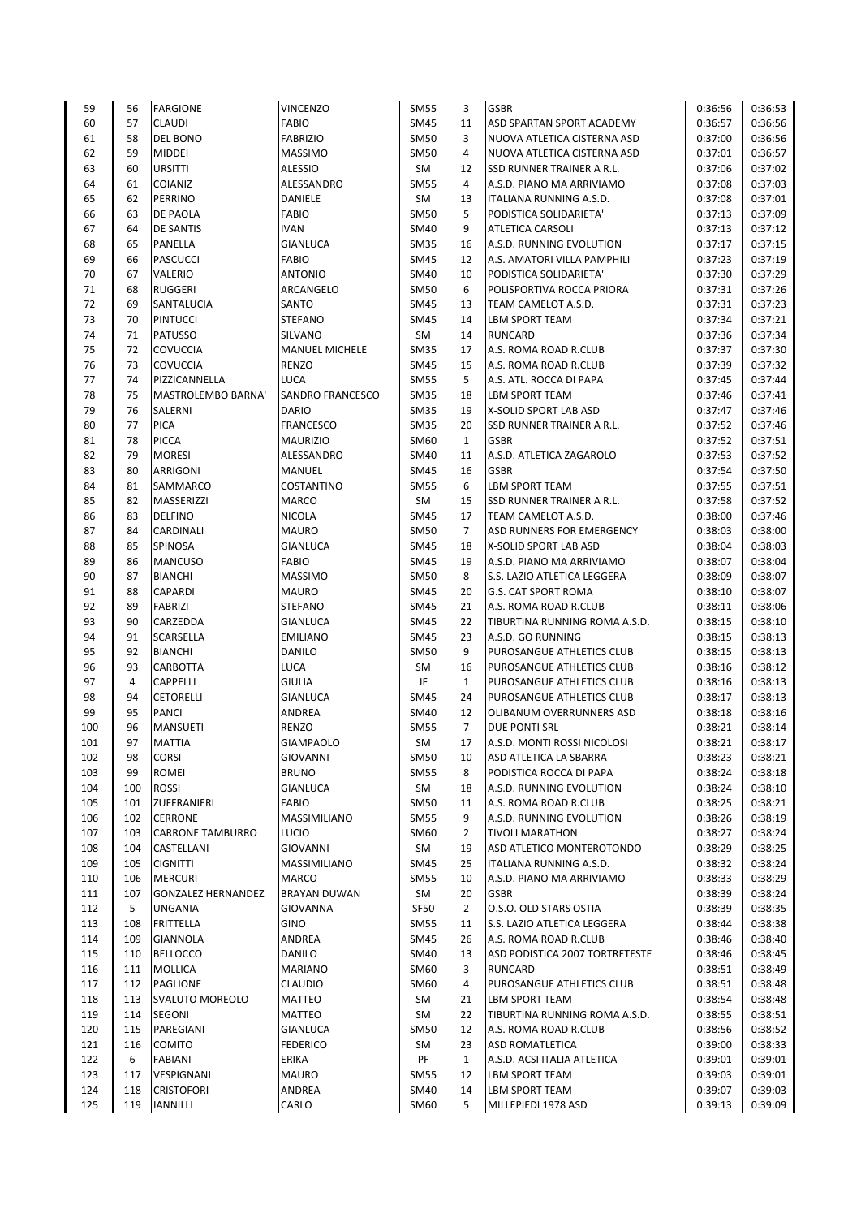| | | | | | | | | |
|---|---|---|---|---|---|---|---|---|
| 59 | 56 | FARGIONE | VINCENZO | SM55 | 3 | GSBR | 0:36:56 | 0:36:53 |
| 60 | 57 | CLAUDI | FABIO | SM45 | 11 | ASD SPARTAN SPORT ACADEMY | 0:36:57 | 0:36:56 |
| 61 | 58 | DEL BONO | FABRIZIO | SM50 | 3 | NUOVA ATLETICA CISTERNA ASD | 0:37:00 | 0:36:56 |
| 62 | 59 | MIDDEI | MASSIMO | SM50 | 4 | NUOVA ATLETICA CISTERNA ASD | 0:37:01 | 0:36:57 |
| 63 | 60 | URSITTI | ALESSIO | SM | 12 | SSD RUNNER TRAINER A R.L. | 0:37:06 | 0:37:02 |
| 64 | 61 | COIANIZ | ALESSANDRO | SM55 | 4 | A.S.D. PIANO MA ARRIVIAMO | 0:37:08 | 0:37:03 |
| 65 | 62 | PERRINO | DANIELE | SM | 13 | ITALIANA RUNNING A.S.D. | 0:37:08 | 0:37:01 |
| 66 | 63 | DE PAOLA | FABIO | SM50 | 5 | PODISTICA SOLIDARIETA' | 0:37:13 | 0:37:09 |
| 67 | 64 | DE SANTIS | IVAN | SM40 | 9 | ATLETICA CARSOLI | 0:37:13 | 0:37:12 |
| 68 | 65 | PANELLA | GIANLUCA | SM35 | 16 | A.S.D. RUNNING EVOLUTION | 0:37:17 | 0:37:15 |
| 69 | 66 | PASCUCCI | FABIO | SM45 | 12 | A.S. AMATORI VILLA PAMPHILI | 0:37:23 | 0:37:19 |
| 70 | 67 | VALERIO | ANTONIO | SM40 | 10 | PODISTICA SOLIDARIETA' | 0:37:30 | 0:37:29 |
| 71 | 68 | RUGGERI | ARCANGELO | SM50 | 6 | POLISPORTIVA ROCCA PRIORA | 0:37:31 | 0:37:26 |
| 72 | 69 | SANTALUCIA | SANTO | SM45 | 13 | TEAM CAMELOT A.S.D. | 0:37:31 | 0:37:23 |
| 73 | 70 | PINTUCCI | STEFANO | SM45 | 14 | LBM SPORT TEAM | 0:37:34 | 0:37:21 |
| 74 | 71 | PATUSSO | SILVANO | SM | 14 | RUNCARD | 0:37:36 | 0:37:34 |
| 75 | 72 | COVUCCIA | MANUEL MICHELE | SM35 | 17 | A.S. ROMA ROAD R.CLUB | 0:37:37 | 0:37:30 |
| 76 | 73 | COVUCCIA | RENZO | SM45 | 15 | A.S. ROMA ROAD R.CLUB | 0:37:39 | 0:37:32 |
| 77 | 74 | PIZZICANNELLA | LUCA | SM55 | 5 | A.S. ATL. ROCCA DI PAPA | 0:37:45 | 0:37:44 |
| 78 | 75 | MASTROLEMBO BARNA' | SANDRO FRANCESCO | SM35 | 18 | LBM SPORT TEAM | 0:37:46 | 0:37:41 |
| 79 | 76 | SALERNI | DARIO | SM35 | 19 | X-SOLID SPORT LAB ASD | 0:37:47 | 0:37:46 |
| 80 | 77 | PICA | FRANCESCO | SM35 | 20 | SSD RUNNER TRAINER A R.L. | 0:37:52 | 0:37:46 |
| 81 | 78 | PICCA | MAURIZIO | SM60 | 1 | GSBR | 0:37:52 | 0:37:51 |
| 82 | 79 | MORESI | ALESSANDRO | SM40 | 11 | A.S.D. ATLETICA ZAGAROLO | 0:37:53 | 0:37:52 |
| 83 | 80 | ARRIGONI | MANUEL | SM45 | 16 | GSBR | 0:37:54 | 0:37:50 |
| 84 | 81 | SAMMARCO | COSTANTINO | SM55 | 6 | LBM SPORT TEAM | 0:37:55 | 0:37:51 |
| 85 | 82 | MASSERIZZI | MARCO | SM | 15 | SSD RUNNER TRAINER A R.L. | 0:37:58 | 0:37:52 |
| 86 | 83 | DELFINO | NICOLA | SM45 | 17 | TEAM CAMELOT A.S.D. | 0:38:00 | 0:37:46 |
| 87 | 84 | CARDINALI | MAURO | SM50 | 7 | ASD RUNNERS FOR EMERGENCY | 0:38:03 | 0:38:00 |
| 88 | 85 | SPINOSA | GIANLUCA | SM45 | 18 | X-SOLID SPORT LAB ASD | 0:38:04 | 0:38:03 |
| 89 | 86 | MANCUSO | FABIO | SM45 | 19 | A.S.D. PIANO MA ARRIVIAMO | 0:38:07 | 0:38:04 |
| 90 | 87 | BIANCHI | MASSIMO | SM50 | 8 | S.S. LAZIO ATLETICA LEGGERA | 0:38:09 | 0:38:07 |
| 91 | 88 | CAPARDI | MAURO | SM45 | 20 | G.S. CAT SPORT ROMA | 0:38:10 | 0:38:07 |
| 92 | 89 | FABRIZI | STEFANO | SM45 | 21 | A.S. ROMA ROAD R.CLUB | 0:38:11 | 0:38:06 |
| 93 | 90 | CARZEDDA | GIANLUCA | SM45 | 22 | TIBURTINA RUNNING ROMA A.S.D. | 0:38:15 | 0:38:10 |
| 94 | 91 | SCARSELLA | EMILIANO | SM45 | 23 | A.S.D. GO RUNNING | 0:38:15 | 0:38:13 |
| 95 | 92 | BIANCHI | DANILO | SM50 | 9 | PUROSANGUE ATHLETICS CLUB | 0:38:15 | 0:38:13 |
| 96 | 93 | CARBOTTA | LUCA | SM | 16 | PUROSANGUE ATHLETICS CLUB | 0:38:16 | 0:38:12 |
| 97 | 4 | CAPPELLI | GIULIA | JF | 1 | PUROSANGUE ATHLETICS CLUB | 0:38:16 | 0:38:13 |
| 98 | 94 | CETORELLI | GIANLUCA | SM45 | 24 | PUROSANGUE ATHLETICS CLUB | 0:38:17 | 0:38:13 |
| 99 | 95 | PANCI | ANDREA | SM40 | 12 | OLIBANUM OVERRUNNERS ASD | 0:38:18 | 0:38:16 |
| 100 | 96 | MANSUETI | RENZO | SM55 | 7 | DUE PONTI SRL | 0:38:21 | 0:38:14 |
| 101 | 97 | MATTIA | GIAMPAOLO | SM | 17 | A.S.D. MONTI ROSSI NICOLOSI | 0:38:21 | 0:38:17 |
| 102 | 98 | CORSI | GIOVANNI | SM50 | 10 | ASD ATLETICA LA SBARRA | 0:38:23 | 0:38:21 |
| 103 | 99 | ROMEI | BRUNO | SM55 | 8 | PODISTICA ROCCA DI PAPA | 0:38:24 | 0:38:18 |
| 104 | 100 | ROSSI | GIANLUCA | SM | 18 | A.S.D. RUNNING EVOLUTION | 0:38:24 | 0:38:10 |
| 105 | 101 | ZUFFRANIERI | FABIO | SM50 | 11 | A.S. ROMA ROAD R.CLUB | 0:38:25 | 0:38:21 |
| 106 | 102 | CERRONE | MASSIMILIANO | SM55 | 9 | A.S.D. RUNNING EVOLUTION | 0:38:26 | 0:38:19 |
| 107 | 103 | CARRONE TAMBURRO | LUCIO | SM60 | 2 | TIVOLI MARATHON | 0:38:27 | 0:38:24 |
| 108 | 104 | CASTELLANI | GIOVANNI | SM | 19 | ASD ATLETICO MONTEROTONDO | 0:38:29 | 0:38:25 |
| 109 | 105 | CIGNITTI | MASSIMILIANO | SM45 | 25 | ITALIANA RUNNING A.S.D. | 0:38:32 | 0:38:24 |
| 110 | 106 | MERCURI | MARCO | SM55 | 10 | A.S.D. PIANO MA ARRIVIAMO | 0:38:33 | 0:38:29 |
| 111 | 107 | GONZALEZ HERNANDEZ | BRAYAN DUWAN | SM | 20 | GSBR | 0:38:39 | 0:38:24 |
| 112 | 5 | UNGANIA | GIOVANNA | SF50 | 2 | O.S.O. OLD STARS OSTIA | 0:38:39 | 0:38:35 |
| 113 | 108 | FRITTELLA | GINO | SM55 | 11 | S.S. LAZIO ATLETICA LEGGERA | 0:38:44 | 0:38:38 |
| 114 | 109 | GIANNOLA | ANDREA | SM45 | 26 | A.S. ROMA ROAD R.CLUB | 0:38:46 | 0:38:40 |
| 115 | 110 | BELLOCCO | DANILO | SM40 | 13 | ASD PODISTICA 2007 TORTRETESTE | 0:38:46 | 0:38:45 |
| 116 | 111 | MOLLICA | MARIANO | SM60 | 3 | RUNCARD | 0:38:51 | 0:38:49 |
| 117 | 112 | PAGLIONE | CLAUDIO | SM60 | 4 | PUROSANGUE ATHLETICS CLUB | 0:38:51 | 0:38:48 |
| 118 | 113 | SVALUTO MOREOLO | MATTEO | SM | 21 | LBM SPORT TEAM | 0:38:54 | 0:38:48 |
| 119 | 114 | SEGONI | MATTEO | SM | 22 | TIBURTINA RUNNING ROMA A.S.D. | 0:38:55 | 0:38:51 |
| 120 | 115 | PAREGIANI | GIANLUCA | SM50 | 12 | A.S. ROMA ROAD R.CLUB | 0:38:56 | 0:38:52 |
| 121 | 116 | COMITO | FEDERICO | SM | 23 | ASD ROMATLETICA | 0:39:00 | 0:38:33 |
| 122 | 6 | FABIANI | ERIKA | PF | 1 | A.S.D. ACSI ITALIA ATLETICA | 0:39:01 | 0:39:01 |
| 123 | 117 | VESPIGNANI | MAURO | SM55 | 12 | LBM SPORT TEAM | 0:39:03 | 0:39:01 |
| 124 | 118 | CRISTOFORI | ANDREA | SM40 | 14 | LBM SPORT TEAM | 0:39:07 | 0:39:03 |
| 125 | 119 | IANNILLI | CARLO | SM60 | 5 | MILLEPIEDI 1978 ASD | 0:39:13 | 0:39:09 |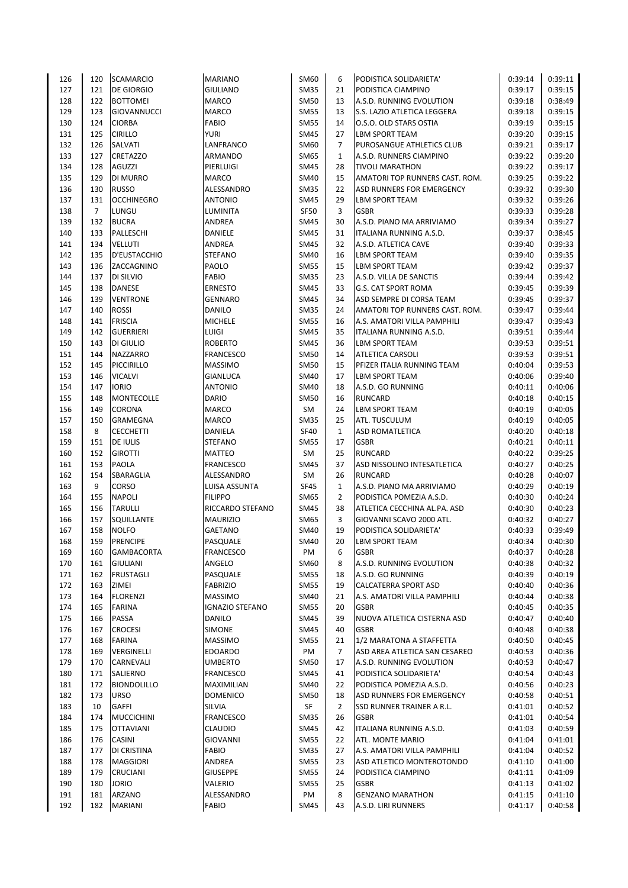| | | | | | | | | |
|---|---|---|---|---|---|---|---|---|
| 126 | 120 | SCAMARCIO | MARIANO | SM60 | 6 | PODISTICA SOLIDARIETA' | 0:39:14 | 0:39:11 |
| 127 | 121 | DE GIORGIO | GIULIANO | SM35 | 21 | PODISTICA CIAMPINO | 0:39:17 | 0:39:15 |
| 128 | 122 | BOTTOMEI | MARCO | SM50 | 13 | A.S.D. RUNNING EVOLUTION | 0:39:18 | 0:38:49 |
| 129 | 123 | GIOVANNUCCI | MARCO | SM55 | 13 | S.S. LAZIO ATLETICA LEGGERA | 0:39:18 | 0:39:15 |
| 130 | 124 | CIORBA | FABIO | SM55 | 14 | O.S.O. OLD STARS OSTIA | 0:39:19 | 0:39:15 |
| 131 | 125 | CIRILLO | YURI | SM45 | 27 | LBM SPORT TEAM | 0:39:20 | 0:39:15 |
| 132 | 126 | SALVATI | LANFRANCO | SM60 | 7 | PUROSANGUE ATHLETICS CLUB | 0:39:21 | 0:39:17 |
| 133 | 127 | CRETAZZO | ARMANDO | SM65 | 1 | A.S.D. RUNNERS CIAMPINO | 0:39:22 | 0:39:20 |
| 134 | 128 | AGUZZI | PIERLUIGI | SM45 | 28 | TIVOLI MARATHON | 0:39:22 | 0:39:17 |
| 135 | 129 | DI MURRO | MARCO | SM40 | 15 | AMATORI TOP RUNNERS CAST. ROM. | 0:39:25 | 0:39:22 |
| 136 | 130 | RUSSO | ALESSANDRO | SM35 | 22 | ASD RUNNERS FOR EMERGENCY | 0:39:32 | 0:39:30 |
| 137 | 131 | OCCHINEGRO | ANTONIO | SM45 | 29 | LBM SPORT TEAM | 0:39:32 | 0:39:26 |
| 138 | 7 | LUNGU | LUMINITA | SF50 | 3 | GSBR | 0:39:33 | 0:39:28 |
| 139 | 132 | BUCRA | ANDREA | SM45 | 30 | A.S.D. PIANO MA ARRIVIAMO | 0:39:34 | 0:39:27 |
| 140 | 133 | PALLESCHI | DANIELE | SM45 | 31 | ITALIANA RUNNING A.S.D. | 0:39:37 | 0:38:45 |
| 141 | 134 | VELLUTI | ANDREA | SM45 | 32 | A.S.D. ATLETICA CAVE | 0:39:40 | 0:39:33 |
| 142 | 135 | D'EUSTACCHIO | STEFANO | SM40 | 16 | LBM SPORT TEAM | 0:39:40 | 0:39:35 |
| 143 | 136 | ZACCAGNINO | PAOLO | SM55 | 15 | LBM SPORT TEAM | 0:39:42 | 0:39:37 |
| 144 | 137 | DI SILVIO | FABIO | SM35 | 23 | A.S.D. VILLA DE SANCTIS | 0:39:44 | 0:39:42 |
| 145 | 138 | DANESE | ERNESTO | SM45 | 33 | G.S. CAT SPORT ROMA | 0:39:45 | 0:39:39 |
| 146 | 139 | VENTRONE | GENNARO | SM45 | 34 | ASD SEMPRE DI CORSA TEAM | 0:39:45 | 0:39:37 |
| 147 | 140 | ROSSI | DANILO | SM35 | 24 | AMATORI TOP RUNNERS CAST. ROM. | 0:39:47 | 0:39:44 |
| 148 | 141 | FRISCIA | MICHELE | SM55 | 16 | A.S. AMATORI VILLA PAMPHILI | 0:39:47 | 0:39:43 |
| 149 | 142 | GUERRIERI | LUIGI | SM45 | 35 | ITALIANA RUNNING A.S.D. | 0:39:51 | 0:39:44 |
| 150 | 143 | DI GIULIO | ROBERTO | SM45 | 36 | LBM SPORT TEAM | 0:39:53 | 0:39:51 |
| 151 | 144 | NAZZARRO | FRANCESCO | SM50 | 14 | ATLETICA CARSOLI | 0:39:53 | 0:39:51 |
| 152 | 145 | PICCIRILLO | MASSIMO | SM50 | 15 | PFIZER ITALIA RUNNING TEAM | 0:40:04 | 0:39:53 |
| 153 | 146 | VICALVI | GIANLUCA | SM40 | 17 | LBM SPORT TEAM | 0:40:06 | 0:39:40 |
| 154 | 147 | IORIO | ANTONIO | SM40 | 18 | A.S.D. GO RUNNING | 0:40:11 | 0:40:06 |
| 155 | 148 | MONTECOLLE | DARIO | SM50 | 16 | RUNCARD | 0:40:18 | 0:40:15 |
| 156 | 149 | CORONA | MARCO | SM | 24 | LBM SPORT TEAM | 0:40:19 | 0:40:05 |
| 157 | 150 | GRAMEGNA | MARCO | SM35 | 25 | ATL. TUSCULUM | 0:40:19 | 0:40:05 |
| 158 | 8 | CECCHETTI | DANIELA | SF40 | 1 | ASD ROMATLETICA | 0:40:20 | 0:40:18 |
| 159 | 151 | DE IULIS | STEFANO | SM55 | 17 | GSBR | 0:40:21 | 0:40:11 |
| 160 | 152 | GIROTTI | MATTEO | SM | 25 | RUNCARD | 0:40:22 | 0:39:25 |
| 161 | 153 | PAOLA | FRANCESCO | SM45 | 37 | ASD NISSOLINO INTESATLETICA | 0:40:27 | 0:40:25 |
| 162 | 154 | SBARAGLIA | ALESSANDRO | SM | 26 | RUNCARD | 0:40:28 | 0:40:07 |
| 163 | 9 | CORSO | LUISA ASSUNTA | SF45 | 1 | A.S.D. PIANO MA ARRIVIAMO | 0:40:29 | 0:40:19 |
| 164 | 155 | NAPOLI | FILIPPO | SM65 | 2 | PODISTICA POMEZIA A.S.D. | 0:40:30 | 0:40:24 |
| 165 | 156 | TARULLI | RICCARDO STEFANO | SM45 | 38 | ATLETICA CECCHINA AL.PA. ASD | 0:40:30 | 0:40:23 |
| 166 | 157 | SQUILLANTE | MAURIZIO | SM65 | 3 | GIOVANNI SCAVO 2000 ATL. | 0:40:32 | 0:40:27 |
| 167 | 158 | NOLFO | GAETANO | SM40 | 19 | PODISTICA SOLIDARIETA' | 0:40:33 | 0:39:49 |
| 168 | 159 | PRENCIPE | PASQUALE | SM40 | 20 | LBM SPORT TEAM | 0:40:34 | 0:40:30 |
| 169 | 160 | GAMBACORTA | FRANCESCO | PM | 6 | GSBR | 0:40:37 | 0:40:28 |
| 170 | 161 | GIULIANI | ANGELO | SM60 | 8 | A.S.D. RUNNING EVOLUTION | 0:40:38 | 0:40:32 |
| 171 | 162 | FRUSTAGLI | PASQUALE | SM55 | 18 | A.S.D. GO RUNNING | 0:40:39 | 0:40:19 |
| 172 | 163 | ZIMEI | FABRIZIO | SM55 | 19 | CALCATERRA SPORT ASD | 0:40:40 | 0:40:36 |
| 173 | 164 | FLORENZI | MASSIMO | SM40 | 21 | A.S. AMATORI VILLA PAMPHILI | 0:40:44 | 0:40:38 |
| 174 | 165 | FARINA | IGNAZIO STEFANO | SM55 | 20 | GSBR | 0:40:45 | 0:40:35 |
| 175 | 166 | PASSA | DANILO | SM45 | 39 | NUOVA ATLETICA CISTERNA ASD | 0:40:47 | 0:40:40 |
| 176 | 167 | CROCESI | SIMONE | SM45 | 40 | GSBR | 0:40:48 | 0:40:38 |
| 177 | 168 | FARINA | MASSIMO | SM55 | 21 | 1/2 MARATONA A STAFFETTA | 0:40:50 | 0:40:45 |
| 178 | 169 | VERGINELLI | EDOARDO | PM | 7 | ASD AREA ATLETICA SAN CESAREO | 0:40:53 | 0:40:36 |
| 179 | 170 | CARNEVALI | UMBERTO | SM50 | 17 | A.S.D. RUNNING EVOLUTION | 0:40:53 | 0:40:47 |
| 180 | 171 | SALIERNO | FRANCESCO | SM45 | 41 | PODISTICA SOLIDARIETA' | 0:40:54 | 0:40:43 |
| 181 | 172 | BIONDOLILLO | MAXIMILIAN | SM40 | 22 | PODISTICA POMEZIA A.S.D. | 0:40:56 | 0:40:23 |
| 182 | 173 | URSO | DOMENICO | SM50 | 18 | ASD RUNNERS FOR EMERGENCY | 0:40:58 | 0:40:51 |
| 183 | 10 | GAFFI | SILVIA | SF | 2 | SSD RUNNER TRAINER A R.L. | 0:41:01 | 0:40:52 |
| 184 | 174 | MUCCICHINI | FRANCESCO | SM35 | 26 | GSBR | 0:41:01 | 0:40:54 |
| 185 | 175 | OTTAVIANI | CLAUDIO | SM45 | 42 | ITALIANA RUNNING A.S.D. | 0:41:03 | 0:40:59 |
| 186 | 176 | CASINI | GIOVANNI | SM55 | 22 | ATL. MONTE MARIO | 0:41:04 | 0:41:01 |
| 187 | 177 | DI CRISTINA | FABIO | SM35 | 27 | A.S. AMATORI VILLA PAMPHILI | 0:41:04 | 0:40:52 |
| 188 | 178 | MAGGIORI | ANDREA | SM55 | 23 | ASD ATLETICO MONTEROTONDO | 0:41:10 | 0:41:00 |
| 189 | 179 | CRUCIANI | GIUSEPPE | SM55 | 24 | PODISTICA CIAMPINO | 0:41:11 | 0:41:09 |
| 190 | 180 | JORIO | VALERIO | SM55 | 25 | GSBR | 0:41:13 | 0:41:02 |
| 191 | 181 | ARZANO | ALESSANDRO | PM | 8 | GENZANO MARATHON | 0:41:15 | 0:41:10 |
| 192 | 182 | MARIANI | FABIO | SM45 | 43 | A.S.D. LIRI RUNNERS | 0:41:17 | 0:40:58 |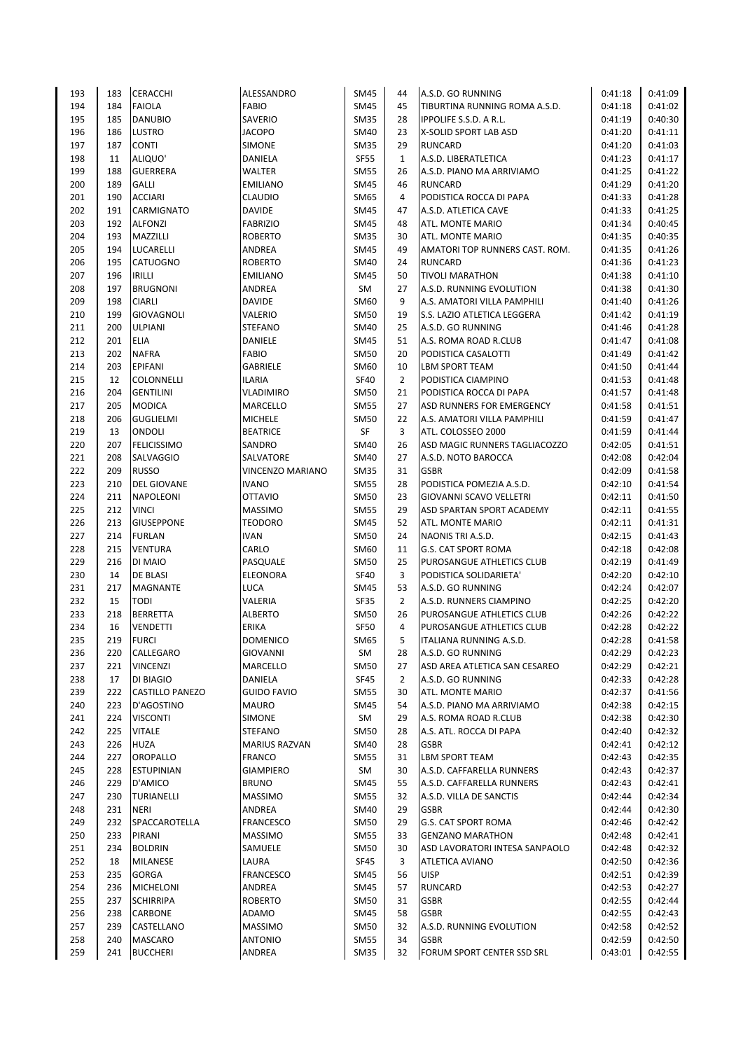| | | | | | | | | |
|---|---|---|---|---|---|---|---|---|
| 193 | 183 | CERACCHI | ALESSANDRO | SM45 | 44 | A.S.D. GO RUNNING | 0:41:18 | 0:41:09 |
| 194 | 184 | FAIOLA | FABIO | SM45 | 45 | TIBURTINA RUNNING ROMA A.S.D. | 0:41:18 | 0:41:02 |
| 195 | 185 | DANUBIO | SAVERIO | SM35 | 28 | IPPOLIFE S.S.D. A R.L. | 0:41:19 | 0:40:30 |
| 196 | 186 | LUSTRO | JACOPO | SM40 | 23 | X-SOLID SPORT LAB ASD | 0:41:20 | 0:41:11 |
| 197 | 187 | CONTI | SIMONE | SM35 | 29 | RUNCARD | 0:41:20 | 0:41:03 |
| 198 | 11 | ALIQUO' | DANIELA | SF55 | 1 | A.S.D. LIBERATLETICA | 0:41:23 | 0:41:17 |
| 199 | 188 | GUERRERA | WALTER | SM55 | 26 | A.S.D. PIANO MA ARRIVIAMO | 0:41:25 | 0:41:22 |
| 200 | 189 | GALLI | EMILIANO | SM45 | 46 | RUNCARD | 0:41:29 | 0:41:20 |
| 201 | 190 | ACCIARI | CLAUDIO | SM65 | 4 | PODISTICA ROCCA DI PAPA | 0:41:33 | 0:41:28 |
| 202 | 191 | CARMIGNATO | DAVIDE | SM45 | 47 | A.S.D. ATLETICA CAVE | 0:41:33 | 0:41:25 |
| 203 | 192 | ALFONZI | FABRIZIO | SM45 | 48 | ATL. MONTE MARIO | 0:41:34 | 0:40:45 |
| 204 | 193 | MAZZILLI | ROBERTO | SM35 | 30 | ATL. MONTE MARIO | 0:41:35 | 0:40:35 |
| 205 | 194 | LUCARELLI | ANDREA | SM45 | 49 | AMATORI TOP RUNNERS CAST. ROM. | 0:41:35 | 0:41:26 |
| 206 | 195 | CATUOGNO | ROBERTO | SM40 | 24 | RUNCARD | 0:41:36 | 0:41:23 |
| 207 | 196 | IRILLI | EMILIANO | SM45 | 50 | TIVOLI MARATHON | 0:41:38 | 0:41:10 |
| 208 | 197 | BRUGNONI | ANDREA | SM | 27 | A.S.D. RUNNING EVOLUTION | 0:41:38 | 0:41:30 |
| 209 | 198 | CIARLI | DAVIDE | SM60 | 9 | A.S. AMATORI VILLA PAMPHILI | 0:41:40 | 0:41:26 |
| 210 | 199 | GIOVAGNOLI | VALERIO | SM50 | 19 | S.S. LAZIO ATLETICA LEGGERA | 0:41:42 | 0:41:19 |
| 211 | 200 | ULPIANI | STEFANO | SM40 | 25 | A.S.D. GO RUNNING | 0:41:46 | 0:41:28 |
| 212 | 201 | ELIA | DANIELE | SM45 | 51 | A.S. ROMA ROAD R.CLUB | 0:41:47 | 0:41:08 |
| 213 | 202 | NAFRA | FABIO | SM50 | 20 | PODISTICA CASALOTTI | 0:41:49 | 0:41:42 |
| 214 | 203 | EPIFANI | GABRIELE | SM60 | 10 | LBM SPORT TEAM | 0:41:50 | 0:41:44 |
| 215 | 12 | COLONNELLI | ILARIA | SF40 | 2 | PODISTICA CIAMPINO | 0:41:53 | 0:41:48 |
| 216 | 204 | GENTILINI | VLADIMIRO | SM50 | 21 | PODISTICA ROCCA DI PAPA | 0:41:57 | 0:41:48 |
| 217 | 205 | MODICA | MARCELLO | SM55 | 27 | ASD RUNNERS FOR EMERGENCY | 0:41:58 | 0:41:51 |
| 218 | 206 | GUGLIELMI | MICHELE | SM50 | 22 | A.S. AMATORI VILLA PAMPHILI | 0:41:59 | 0:41:47 |
| 219 | 13 | ONDOLI | BEATRICE | SF | 3 | ATL. COLOSSEO 2000 | 0:41:59 | 0:41:44 |
| 220 | 207 | FELICISSIMO | SANDRO | SM40 | 26 | ASD MAGIC RUNNERS TAGLIACOZZO | 0:42:05 | 0:41:51 |
| 221 | 208 | SALVAGGIO | SALVATORE | SM40 | 27 | A.S.D. NOTO BAROCCA | 0:42:08 | 0:42:04 |
| 222 | 209 | RUSSO | VINCENZO MARIANO | SM35 | 31 | GSBR | 0:42:09 | 0:41:58 |
| 223 | 210 | DEL GIOVANE | IVANO | SM55 | 28 | PODISTICA POMEZIA A.S.D. | 0:42:10 | 0:41:54 |
| 224 | 211 | NAPOLEONI | OTTAVIO | SM50 | 23 | GIOVANNI SCAVO VELLETRI | 0:42:11 | 0:41:50 |
| 225 | 212 | VINCI | MASSIMO | SM55 | 29 | ASD SPARTAN SPORT ACADEMY | 0:42:11 | 0:41:55 |
| 226 | 213 | GIUSEPPONE | TEODORO | SM45 | 52 | ATL. MONTE MARIO | 0:42:11 | 0:41:31 |
| 227 | 214 | FURLAN | IVAN | SM50 | 24 | NAONIS TRI A.S.D. | 0:42:15 | 0:41:43 |
| 228 | 215 | VENTURA | CARLO | SM60 | 11 | G.S. CAT SPORT ROMA | 0:42:18 | 0:42:08 |
| 229 | 216 | DI MAIO | PASQUALE | SM50 | 25 | PUROSANGUE ATHLETICS CLUB | 0:42:19 | 0:41:49 |
| 230 | 14 | DE BLASI | ELEONORA | SF40 | 3 | PODISTICA SOLIDARIETA' | 0:42:20 | 0:42:10 |
| 231 | 217 | MAGNANTE | LUCA | SM45 | 53 | A.S.D. GO RUNNING | 0:42:24 | 0:42:07 |
| 232 | 15 | TODI | VALERIA | SF35 | 2 | A.S.D. RUNNERS CIAMPINO | 0:42:25 | 0:42:20 |
| 233 | 218 | BERRETTA | ALBERTO | SM50 | 26 | PUROSANGUE ATHLETICS CLUB | 0:42:26 | 0:42:22 |
| 234 | 16 | VENDETTI | ERIKA | SF50 | 4 | PUROSANGUE ATHLETICS CLUB | 0:42:28 | 0:42:22 |
| 235 | 219 | FURCI | DOMENICO | SM65 | 5 | ITALIANA RUNNING A.S.D. | 0:42:28 | 0:41:58 |
| 236 | 220 | CALLEGARO | GIOVANNI | SM | 28 | A.S.D. GO RUNNING | 0:42:29 | 0:42:23 |
| 237 | 221 | VINCENZI | MARCELLO | SM50 | 27 | ASD AREA ATLETICA SAN CESAREO | 0:42:29 | 0:42:21 |
| 238 | 17 | DI BIAGIO | DANIELA | SF45 | 2 | A.S.D. GO RUNNING | 0:42:33 | 0:42:28 |
| 239 | 222 | CASTILLO PANEZO | GUIDO FAVIO | SM55 | 30 | ATL. MONTE MARIO | 0:42:37 | 0:41:56 |
| 240 | 223 | D'AGOSTINO | MAURO | SM45 | 54 | A.S.D. PIANO MA ARRIVIAMO | 0:42:38 | 0:42:15 |
| 241 | 224 | VISCONTI | SIMONE | SM | 29 | A.S. ROMA ROAD R.CLUB | 0:42:38 | 0:42:30 |
| 242 | 225 | VITALE | STEFANO | SM50 | 28 | A.S. ATL. ROCCA DI PAPA | 0:42:40 | 0:42:32 |
| 243 | 226 | HUZA | MARIUS RAZVAN | SM40 | 28 | GSBR | 0:42:41 | 0:42:12 |
| 244 | 227 | OROPALLO | FRANCO | SM55 | 31 | LBM SPORT TEAM | 0:42:43 | 0:42:35 |
| 245 | 228 | ESTUPINIAN | GIAMPIERO | SM | 30 | A.S.D. CAFFARELLA RUNNERS | 0:42:43 | 0:42:37 |
| 246 | 229 | D'AMICO | BRUNO | SM45 | 55 | A.S.D. CAFFARELLA RUNNERS | 0:42:43 | 0:42:41 |
| 247 | 230 | TURIANELLI | MASSIMO | SM55 | 32 | A.S.D. VILLA DE SANCTIS | 0:42:44 | 0:42:34 |
| 248 | 231 | NERI | ANDREA | SM40 | 29 | GSBR | 0:42:44 | 0:42:30 |
| 249 | 232 | SPACCAROTELLA | FRANCESCO | SM50 | 29 | G.S. CAT SPORT ROMA | 0:42:46 | 0:42:42 |
| 250 | 233 | PIRANI | MASSIMO | SM55 | 33 | GENZANO MARATHON | 0:42:48 | 0:42:41 |
| 251 | 234 | BOLDRIN | SAMUELE | SM50 | 30 | ASD LAVORATORI INTESA SANPAOLO | 0:42:48 | 0:42:32 |
| 252 | 18 | MILANESE | LAURA | SF45 | 3 | ATLETICA AVIANO | 0:42:50 | 0:42:36 |
| 253 | 235 | GORGA | FRANCESCO | SM45 | 56 | UISP | 0:42:51 | 0:42:39 |
| 254 | 236 | MICHELONI | ANDREA | SM45 | 57 | RUNCARD | 0:42:53 | 0:42:27 |
| 255 | 237 | SCHIRRIPA | ROBERTO | SM50 | 31 | GSBR | 0:42:55 | 0:42:44 |
| 256 | 238 | CARBONE | ADAMO | SM45 | 58 | GSBR | 0:42:55 | 0:42:43 |
| 257 | 239 | CASTELLANO | MASSIMO | SM50 | 32 | A.S.D. RUNNING EVOLUTION | 0:42:58 | 0:42:52 |
| 258 | 240 | MASCARO | ANTONIO | SM55 | 34 | GSBR | 0:42:59 | 0:42:50 |
| 259 | 241 | BUCCHERI | ANDREA | SM35 | 32 | FORUM SPORT CENTER SSD SRL | 0:43:01 | 0:42:55 |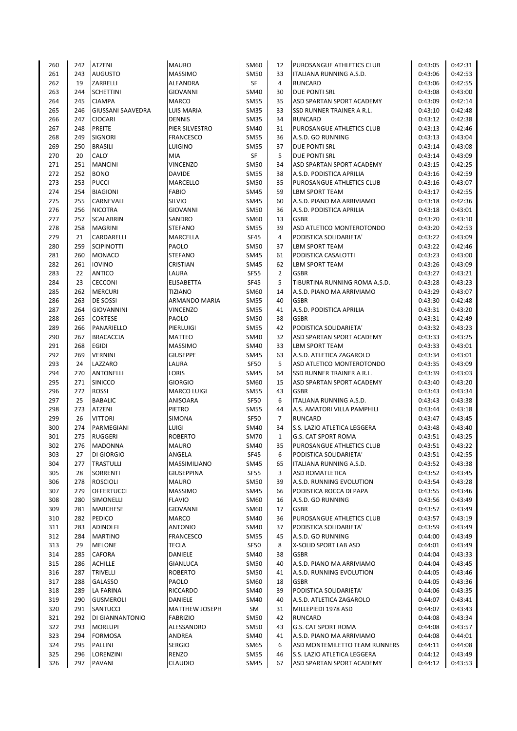| 260 | 242 | ATZENI | MAURO | SM60 | 12 | PUROSANGUE ATHLETICS CLUB | 0:43:05 | 0:42:31 |
|---|---|---|---|---|---|---|---|---|
| 261 | 243 | AUGUSTO | MASSIMO | SM50 | 33 | ITALIANA RUNNING A.S.D. | 0:43:06 | 0:42:53 |
| 262 | 19 | ZARRELLI | ALEANDRA | SF | 4 | RUNCARD | 0:43:06 | 0:42:55 |
| 263 | 244 | SCHETTINI | GIOVANNI | SM40 | 30 | DUE PONTI SRL | 0:43:08 | 0:43:00 |
| 264 | 245 | CIAMPA | MARCO | SM55 | 35 | ASD SPARTAN SPORT ACADEMY | 0:43:09 | 0:42:14 |
| 265 | 246 | GIUSSANI SAAVEDRA | LUIS MARIA | SM35 | 33 | SSD RUNNER TRAINER A R.L. | 0:43:10 | 0:42:48 |
| 266 | 247 | CIOCARI | DENNIS | SM35 | 34 | RUNCARD | 0:43:12 | 0:42:38 |
| 267 | 248 | PREITE | PIER SILVESTRO | SM40 | 31 | PUROSANGUE ATHLETICS CLUB | 0:43:13 | 0:42:46 |
| 268 | 249 | SIGNORI | FRANCESCO | SM55 | 36 | A.S.D. GO RUNNING | 0:43:13 | 0:43:04 |
| 269 | 250 | BRASILI | LUIGINO | SM55 | 37 | DUE PONTI SRL | 0:43:14 | 0:43:08 |
| 270 | 20 | CALO' | MIA | SF | 5 | DUE PONTI SRL | 0:43:14 | 0:43:09 |
| 271 | 251 | MANCINI | VINCENZO | SM50 | 34 | ASD SPARTAN SPORT ACADEMY | 0:43:15 | 0:42:25 |
| 272 | 252 | BONO | DAVIDE | SM55 | 38 | A.S.D. PODISTICA APRILIA | 0:43:16 | 0:42:59 |
| 273 | 253 | PUCCI | MARCELLO | SM50 | 35 | PUROSANGUE ATHLETICS CLUB | 0:43:16 | 0:43:07 |
| 274 | 254 | BIAGIONI | FABIO | SM45 | 59 | LBM SPORT TEAM | 0:43:17 | 0:42:55 |
| 275 | 255 | CARNEVALI | SILVIO | SM45 | 60 | A.S.D. PIANO MA ARRIVIAMO | 0:43:18 | 0:42:36 |
| 276 | 256 | NICOTRA | GIOVANNI | SM50 | 36 | A.S.D. PODISTICA APRILIA | 0:43:18 | 0:43:01 |
| 277 | 257 | SCALABRIN | SANDRO | SM60 | 13 | GSBR | 0:43:20 | 0:43:10 |
| 278 | 258 | MAGRINI | STEFANO | SM55 | 39 | ASD ATLETICO MONTEROTONDO | 0:43:20 | 0:42:53 |
| 279 | 21 | CARDARELLI | MARCELLA | SF45 | 4 | PODISTICA SOLIDARIETA' | 0:43:22 | 0:43:09 |
| 280 | 259 | SCIPINOTTI | PAOLO | SM50 | 37 | LBM SPORT TEAM | 0:43:22 | 0:42:46 |
| 281 | 260 | MONACO | STEFANO | SM45 | 61 | PODISTICA CASALOTTI | 0:43:23 | 0:43:00 |
| 282 | 261 | IOVINO | CRISTIAN | SM45 | 62 | LBM SPORT TEAM | 0:43:26 | 0:43:09 |
| 283 | 22 | ANTICO | LAURA | SF55 | 2 | GSBR | 0:43:27 | 0:43:21 |
| 284 | 23 | CECCONI | ELISABETTA | SF45 | 5 | TIBURTINA RUNNING ROMA A.S.D. | 0:43:28 | 0:43:23 |
| 285 | 262 | MERCURI | TIZIANO | SM60 | 14 | A.S.D. PIANO MA ARRIVIAMO | 0:43:29 | 0:43:07 |
| 286 | 263 | DE SOSSI | ARMANDO MARIA | SM55 | 40 | GSBR | 0:43:30 | 0:42:48 |
| 287 | 264 | GIOVANNINI | VINCENZO | SM55 | 41 | A.S.D. PODISTICA APRILIA | 0:43:31 | 0:43:20 |
| 288 | 265 | CORTESE | PAOLO | SM50 | 38 | GSBR | 0:43:31 | 0:42:49 |
| 289 | 266 | PANARIELLO | PIERLUIGI | SM55 | 42 | PODISTICA SOLIDARIETA' | 0:43:32 | 0:43:23 |
| 290 | 267 | BRACACCIA | MATTEO | SM40 | 32 | ASD SPARTAN SPORT ACADEMY | 0:43:33 | 0:43:25 |
| 291 | 268 | EGIDI | MASSIMO | SM40 | 33 | LBM SPORT TEAM | 0:43:33 | 0:43:01 |
| 292 | 269 | VERNINI | GIUSEPPE | SM45 | 63 | A.S.D. ATLETICA ZAGAROLO | 0:43:34 | 0:43:01 |
| 293 | 24 | LAZZARO | LAURA | SF50 | 5 | ASD ATLETICO MONTEROTONDO | 0:43:35 | 0:43:09 |
| 294 | 270 | ANTONELLI | LORIS | SM45 | 64 | SSD RUNNER TRAINER A R.L. | 0:43:39 | 0:43:03 |
| 295 | 271 | SINICCO | GIORGIO | SM60 | 15 | ASD SPARTAN SPORT ACADEMY | 0:43:40 | 0:43:20 |
| 296 | 272 | ROSSI | MARCO LUIGI | SM55 | 43 | GSBR | 0:43:43 | 0:43:34 |
| 297 | 25 | BABALIC | ANISOARA | SF50 | 6 | ITALIANA RUNNING A.S.D. | 0:43:43 | 0:43:38 |
| 298 | 273 | ATZENI | PIETRO | SM55 | 44 | A.S. AMATORI VILLA PAMPHILI | 0:43:44 | 0:43:18 |
| 299 | 26 | VITTORI | SIMONA | SF50 | 7 | RUNCARD | 0:43:47 | 0:43:45 |
| 300 | 274 | PARMEGIANI | LUIGI | SM40 | 34 | S.S. LAZIO ATLETICA LEGGERA | 0:43:48 | 0:43:40 |
| 301 | 275 | RUGGERI | ROBERTO | SM70 | 1 | G.S. CAT SPORT ROMA | 0:43:51 | 0:43:25 |
| 302 | 276 | MADONNA | MAURO | SM40 | 35 | PUROSANGUE ATHLETICS CLUB | 0:43:51 | 0:43:22 |
| 303 | 27 | DI GIORGIO | ANGELA | SF45 | 6 | PODISTICA SOLIDARIETA' | 0:43:51 | 0:42:55 |
| 304 | 277 | TRASTULLI | MASSIMILIANO | SM45 | 65 | ITALIANA RUNNING A.S.D. | 0:43:52 | 0:43:38 |
| 305 | 28 | SORRENTI | GIUSEPPINA | SF55 | 3 | ASD ROMATLETICA | 0:43:52 | 0:43:45 |
| 306 | 278 | ROSCIOLI | MAURO | SM50 | 39 | A.S.D. RUNNING EVOLUTION | 0:43:54 | 0:43:28 |
| 307 | 279 | OFFERTUCCI | MASSIMO | SM45 | 66 | PODISTICA ROCCA DI PAPA | 0:43:55 | 0:43:46 |
| 308 | 280 | SIMONELLI | FLAVIO | SM60 | 16 | A.S.D. GO RUNNING | 0:43:56 | 0:43:49 |
| 309 | 281 | MARCHESE | GIOVANNI | SM60 | 17 | GSBR | 0:43:57 | 0:43:49 |
| 310 | 282 | PEDICO | MARCO | SM40 | 36 | PUROSANGUE ATHLETICS CLUB | 0:43:57 | 0:43:19 |
| 311 | 283 | ADINOLFI | ANTONIO | SM40 | 37 | PODISTICA SOLIDARIETA' | 0:43:59 | 0:43:49 |
| 312 | 284 | MARTINO | FRANCESCO | SM55 | 45 | A.S.D. GO RUNNING | 0:44:00 | 0:43:49 |
| 313 | 29 | MELONE | TECLA | SF50 | 8 | X-SOLID SPORT LAB ASD | 0:44:01 | 0:43:49 |
| 314 | 285 | CAFORA | DANIELE | SM40 | 38 | GSBR | 0:44:04 | 0:43:33 |
| 315 | 286 | ACHILLE | GIANLUCA | SM50 | 40 | A.S.D. PIANO MA ARRIVIAMO | 0:44:04 | 0:43:45 |
| 316 | 287 | TRIVELLI | ROBERTO | SM50 | 41 | A.S.D. RUNNING EVOLUTION | 0:44:05 | 0:43:46 |
| 317 | 288 | GALASSO | PAOLO | SM60 | 18 | GSBR | 0:44:05 | 0:43:36 |
| 318 | 289 | LA FARINA | RICCARDO | SM40 | 39 | PODISTICA SOLIDARIETA' | 0:44:06 | 0:43:35 |
| 319 | 290 | GUSMEROLI | DANIELE | SM40 | 40 | A.S.D. ATLETICA ZAGAROLO | 0:44:07 | 0:43:41 |
| 320 | 291 | SANTUCCI | MATTHEW JOSEPH | SM | 31 | MILLEPIEDI 1978 ASD | 0:44:07 | 0:43:43 |
| 321 | 292 | DI GIANNANTONIO | FABRIZIO | SM50 | 42 | RUNCARD | 0:44:08 | 0:43:34 |
| 322 | 293 | MORLUPI | ALESSANDRO | SM50 | 43 | G.S. CAT SPORT ROMA | 0:44:08 | 0:43:57 |
| 323 | 294 | FORMOSA | ANDREA | SM40 | 41 | A.S.D. PIANO MA ARRIVIAMO | 0:44:08 | 0:44:01 |
| 324 | 295 | PALLINI | SERGIO | SM65 | 6 | ASD MONTEMILETTO TEAM RUNNERS | 0:44:11 | 0:44:08 |
| 325 | 296 | LORENZINI | RENZO | SM55 | 46 | S.S. LAZIO ATLETICA LEGGERA | 0:44:12 | 0:43:49 |
| 326 | 297 | PAVANI | CLAUDIO | SM45 | 67 | ASD SPARTAN SPORT ACADEMY | 0:44:12 | 0:43:53 |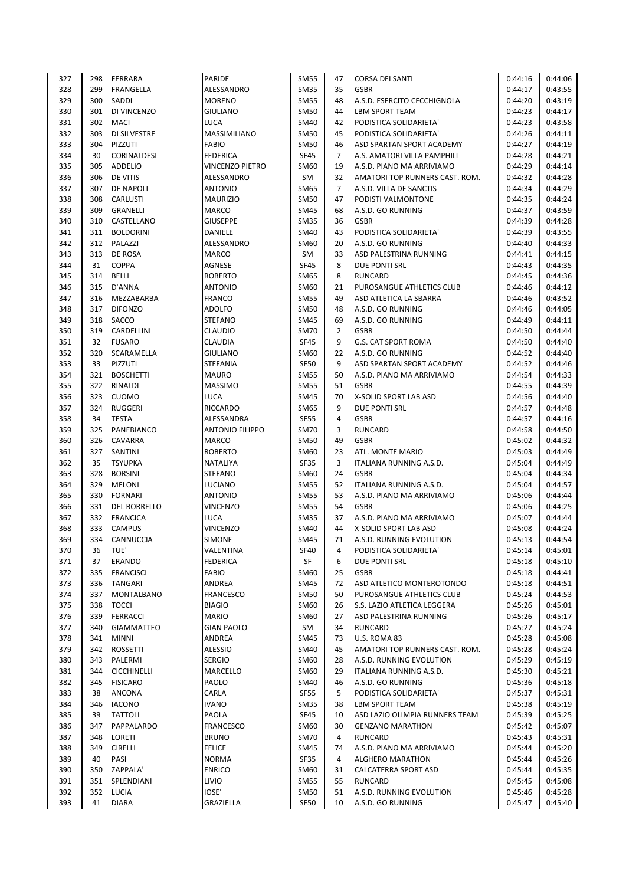| | | | | | | | | |
|---|---|---|---|---|---|---|---|---|
| 327 | 298 | FERRARA | PARIDE | SM55 | 47 | CORSA DEI SANTI | 0:44:16 | 0:44:06 |
| 328 | 299 | FRANGELLA | ALESSANDRO | SM35 | 35 | GSBR | 0:44:17 | 0:43:55 |
| 329 | 300 | SADDI | MORENO | SM55 | 48 | A.S.D. ESERCITO CECCHIGNOLA | 0:44:20 | 0:43:19 |
| 330 | 301 | DI VINCENZO | GIULIANO | SM50 | 44 | LBM SPORT TEAM | 0:44:23 | 0:44:17 |
| 331 | 302 | MACI | LUCA | SM40 | 42 | PODISTICA SOLIDARIETA' | 0:44:23 | 0:43:58 |
| 332 | 303 | DI SILVESTRE | MASSIMILIANO | SM50 | 45 | PODISTICA SOLIDARIETA' | 0:44:26 | 0:44:11 |
| 333 | 304 | PIZZUTI | FABIO | SM50 | 46 | ASD SPARTAN SPORT ACADEMY | 0:44:27 | 0:44:19 |
| 334 | 30 | CORINALDESI | FEDERICA | SF45 | 7 | A.S. AMATORI VILLA PAMPHILI | 0:44:28 | 0:44:21 |
| 335 | 305 | ADDELIO | VINCENZO PIETRO | SM60 | 19 | A.S.D. PIANO MA ARRIVIAMO | 0:44:29 | 0:44:14 |
| 336 | 306 | DE VITIS | ALESSANDRO | SM | 32 | AMATORI TOP RUNNERS CAST. ROM. | 0:44:32 | 0:44:28 |
| 337 | 307 | DE NAPOLI | ANTONIO | SM65 | 7 | A.S.D. VILLA DE SANCTIS | 0:44:34 | 0:44:29 |
| 338 | 308 | CARLUSTI | MAURIZIO | SM50 | 47 | PODISTI VALMONTONE | 0:44:35 | 0:44:24 |
| 339 | 309 | GRANELLI | MARCO | SM45 | 68 | A.S.D. GO RUNNING | 0:44:37 | 0:43:59 |
| 340 | 310 | CASTELLANO | GIUSEPPE | SM35 | 36 | GSBR | 0:44:39 | 0:44:28 |
| 341 | 311 | BOLDORINI | DANIELE | SM40 | 43 | PODISTICA SOLIDARIETA' | 0:44:39 | 0:43:55 |
| 342 | 312 | PALAZZI | ALESSANDRO | SM60 | 20 | A.S.D. GO RUNNING | 0:44:40 | 0:44:33 |
| 343 | 313 | DE ROSA | MARCO | SM | 33 | ASD PALESTRINA RUNNING | 0:44:41 | 0:44:15 |
| 344 | 31 | COPPA | AGNESE | SF45 | 8 | DUE PONTI SRL | 0:44:43 | 0:44:35 |
| 345 | 314 | BELLI | ROBERTO | SM65 | 8 | RUNCARD | 0:44:45 | 0:44:36 |
| 346 | 315 | D'ANNA | ANTONIO | SM60 | 21 | PUROSANGUE ATHLETICS CLUB | 0:44:46 | 0:44:12 |
| 347 | 316 | MEZZABARBA | FRANCO | SM55 | 49 | ASD ATLETICA LA SBARRA | 0:44:46 | 0:43:52 |
| 348 | 317 | DIFONZO | ADOLFO | SM50 | 48 | A.S.D. GO RUNNING | 0:44:46 | 0:44:05 |
| 349 | 318 | SACCO | STEFANO | SM45 | 69 | A.S.D. GO RUNNING | 0:44:49 | 0:44:11 |
| 350 | 319 | CARDELLINI | CLAUDIO | SM70 | 2 | GSBR | 0:44:50 | 0:44:44 |
| 351 | 32 | FUSARO | CLAUDIA | SF45 | 9 | G.S. CAT SPORT ROMA | 0:44:50 | 0:44:40 |
| 352 | 320 | SCARAMELLA | GIULIANO | SM60 | 22 | A.S.D. GO RUNNING | 0:44:52 | 0:44:40 |
| 353 | 33 | PIZZUTI | STEFANIA | SF50 | 9 | ASD SPARTAN SPORT ACADEMY | 0:44:52 | 0:44:46 |
| 354 | 321 | BOSCHETTI | MAURO | SM55 | 50 | A.S.D. PIANO MA ARRIVIAMO | 0:44:54 | 0:44:33 |
| 355 | 322 | RINALDI | MASSIMO | SM55 | 51 | GSBR | 0:44:55 | 0:44:39 |
| 356 | 323 | CUOMO | LUCA | SM45 | 70 | X-SOLID SPORT LAB ASD | 0:44:56 | 0:44:40 |
| 357 | 324 | RUGGERI | RICCARDO | SM65 | 9 | DUE PONTI SRL | 0:44:57 | 0:44:48 |
| 358 | 34 | TESTA | ALESSANDRA | SF55 | 4 | GSBR | 0:44:57 | 0:44:16 |
| 359 | 325 | PANEBIANCO | ANTONIO FILIPPO | SM70 | 3 | RUNCARD | 0:44:58 | 0:44:50 |
| 360 | 326 | CAVARRA | MARCO | SM50 | 49 | GSBR | 0:45:02 | 0:44:32 |
| 361 | 327 | SANTINI | ROBERTO | SM60 | 23 | ATL. MONTE MARIO | 0:45:03 | 0:44:49 |
| 362 | 35 | TSYUPKA | NATALIYA | SF35 | 3 | ITALIANA RUNNING A.S.D. | 0:45:04 | 0:44:49 |
| 363 | 328 | BORSINI | STEFANO | SM60 | 24 | GSBR | 0:45:04 | 0:44:34 |
| 364 | 329 | MELONI | LUCIANO | SM55 | 52 | ITALIANA RUNNING A.S.D. | 0:45:04 | 0:44:57 |
| 365 | 330 | FORNARI | ANTONIO | SM55 | 53 | A.S.D. PIANO MA ARRIVIAMO | 0:45:06 | 0:44:44 |
| 366 | 331 | DEL BORRELLO | VINCENZO | SM55 | 54 | GSBR | 0:45:06 | 0:44:25 |
| 367 | 332 | FRANCICA | LUCA | SM35 | 37 | A.S.D. PIANO MA ARRIVIAMO | 0:45:07 | 0:44:44 |
| 368 | 333 | CAMPUS | VINCENZO | SM40 | 44 | X-SOLID SPORT LAB ASD | 0:45:08 | 0:44:24 |
| 369 | 334 | CANNUCCIA | SIMONE | SM45 | 71 | A.S.D. RUNNING EVOLUTION | 0:45:13 | 0:44:54 |
| 370 | 36 | TUE' | VALENTINA | SF40 | 4 | PODISTICA SOLIDARIETA' | 0:45:14 | 0:45:01 |
| 371 | 37 | ERANDO | FEDERICA | SF | 6 | DUE PONTI SRL | 0:45:18 | 0:45:10 |
| 372 | 335 | FRANCISCI | FABIO | SM60 | 25 | GSBR | 0:45:18 | 0:44:41 |
| 373 | 336 | TANGARI | ANDREA | SM45 | 72 | ASD ATLETICO MONTEROTONDO | 0:45:18 | 0:44:51 |
| 374 | 337 | MONTALBANO | FRANCESCO | SM50 | 50 | PUROSANGUE ATHLETICS CLUB | 0:45:24 | 0:44:53 |
| 375 | 338 | TOCCI | BIAGIO | SM60 | 26 | S.S. LAZIO ATLETICA LEGGERA | 0:45:26 | 0:45:01 |
| 376 | 339 | FERRACCI | MARIO | SM60 | 27 | ASD PALESTRINA RUNNING | 0:45:26 | 0:45:17 |
| 377 | 340 | GIAMMATTEO | GIAN PAOLO | SM | 34 | RUNCARD | 0:45:27 | 0:45:24 |
| 378 | 341 | MINNI | ANDREA | SM45 | 73 | U.S. ROMA 83 | 0:45:28 | 0:45:08 |
| 379 | 342 | ROSSETTI | ALESSIO | SM40 | 45 | AMATORI TOP RUNNERS CAST. ROM. | 0:45:28 | 0:45:24 |
| 380 | 343 | PALERMI | SERGIO | SM60 | 28 | A.S.D. RUNNING EVOLUTION | 0:45:29 | 0:45:19 |
| 381 | 344 | CICCHINELLI | MARCELLO | SM60 | 29 | ITALIANA RUNNING A.S.D. | 0:45:30 | 0:45:21 |
| 382 | 345 | FISICARO | PAOLO | SM40 | 46 | A.S.D. GO RUNNING | 0:45:36 | 0:45:18 |
| 383 | 38 | ANCONA | CARLA | SF55 | 5 | PODISTICA SOLIDARIETA' | 0:45:37 | 0:45:31 |
| 384 | 346 | IACONO | IVANO | SM35 | 38 | LBM SPORT TEAM | 0:45:38 | 0:45:19 |
| 385 | 39 | TATTOLI | PAOLA | SF45 | 10 | ASD LAZIO OLIMPIA RUNNERS TEAM | 0:45:39 | 0:45:25 |
| 386 | 347 | PAPPALARDO | FRANCESCO | SM60 | 30 | GENZANO MARATHON | 0:45:42 | 0:45:07 |
| 387 | 348 | LORETI | BRUNO | SM70 | 4 | RUNCARD | 0:45:43 | 0:45:31 |
| 388 | 349 | CIRELLI | FELICE | SM45 | 74 | A.S.D. PIANO MA ARRIVIAMO | 0:45:44 | 0:45:20 |
| 389 | 40 | PASI | NORMA | SF35 | 4 | ALGHERO MARATHON | 0:45:44 | 0:45:26 |
| 390 | 350 | ZAPPALA' | ENRICO | SM60 | 31 | CALCATERRA SPORT ASD | 0:45:44 | 0:45:35 |
| 391 | 351 | SPLENDIANI | LIVIO | SM55 | 55 | RUNCARD | 0:45:45 | 0:45:08 |
| 392 | 352 | LUCIA | IOSE' | SM50 | 51 | A.S.D. RUNNING EVOLUTION | 0:45:46 | 0:45:28 |
| 393 | 41 | DIARA | GRAZIELLA | SF50 | 10 | A.S.D. GO RUNNING | 0:45:47 | 0:45:40 |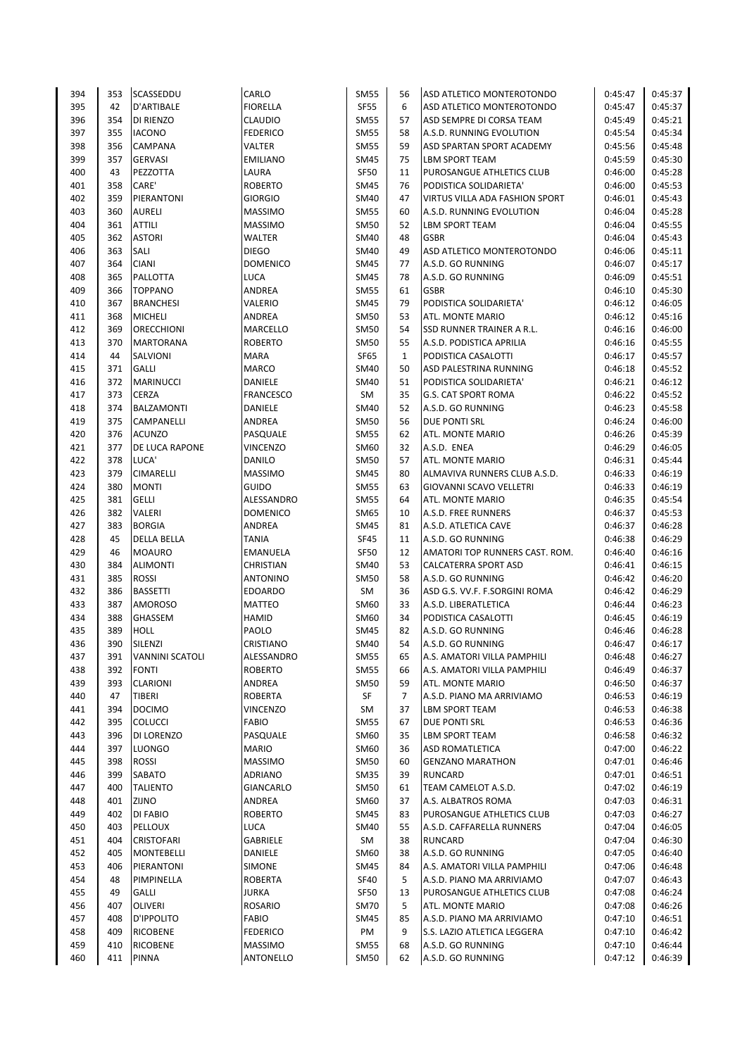| | | | | | | | | |
|---|---|---|---|---|---|---|---|---|
| 394 | 353 | SCASSEDDU | CARLO | SM55 | 56 | ASD ATLETICO MONTEROTONDO | 0:45:47 | 0:45:37 |
| 395 | 42 | D'ARTIBALE | FIORELLA | SF55 | 6 | ASD ATLETICO MONTEROTONDO | 0:45:47 | 0:45:37 |
| 396 | 354 | DI RIENZO | CLAUDIO | SM55 | 57 | ASD SEMPRE DI CORSA TEAM | 0:45:49 | 0:45:21 |
| 397 | 355 | IACONO | FEDERICO | SM55 | 58 | A.S.D. RUNNING EVOLUTION | 0:45:54 | 0:45:34 |
| 398 | 356 | CAMPANA | VALTER | SM55 | 59 | ASD SPARTAN SPORT ACADEMY | 0:45:56 | 0:45:48 |
| 399 | 357 | GERVASI | EMILIANO | SM45 | 75 | LBM SPORT TEAM | 0:45:59 | 0:45:30 |
| 400 | 43 | PEZZOTTA | LAURA | SF50 | 11 | PUROSANGUE ATHLETICS CLUB | 0:46:00 | 0:45:28 |
| 401 | 358 | CARE' | ROBERTO | SM45 | 76 | PODISTICA SOLIDARIETA' | 0:46:00 | 0:45:53 |
| 402 | 359 | PIERANTONI | GIORGIO | SM40 | 47 | VIRTUS VILLA ADA FASHION SPORT | 0:46:01 | 0:45:43 |
| 403 | 360 | AURELI | MASSIMO | SM55 | 60 | A.S.D. RUNNING EVOLUTION | 0:46:04 | 0:45:28 |
| 404 | 361 | ATTILI | MASSIMO | SM50 | 52 | LBM SPORT TEAM | 0:46:04 | 0:45:55 |
| 405 | 362 | ASTORI | WALTER | SM40 | 48 | GSBR | 0:46:04 | 0:45:43 |
| 406 | 363 | SALI | DIEGO | SM40 | 49 | ASD ATLETICO MONTEROTONDO | 0:46:06 | 0:45:11 |
| 407 | 364 | CIANI | DOMENICO | SM45 | 77 | A.S.D. GO RUNNING | 0:46:07 | 0:45:17 |
| 408 | 365 | PALLOTTA | LUCA | SM45 | 78 | A.S.D. GO RUNNING | 0:46:09 | 0:45:51 |
| 409 | 366 | TOPPANO | ANDREA | SM55 | 61 | GSBR | 0:46:10 | 0:45:30 |
| 410 | 367 | BRANCHESI | VALERIO | SM45 | 79 | PODISTICA SOLIDARIETA' | 0:46:12 | 0:46:05 |
| 411 | 368 | MICHELI | ANDREA | SM50 | 53 | ATL. MONTE MARIO | 0:46:12 | 0:45:16 |
| 412 | 369 | ORECCHIONI | MARCELLO | SM50 | 54 | SSD RUNNER TRAINER A R.L. | 0:46:16 | 0:46:00 |
| 413 | 370 | MARTORANA | ROBERTO | SM50 | 55 | A.S.D. PODISTICA APRILIA | 0:46:16 | 0:45:55 |
| 414 | 44 | SALVIONI | MARA | SF65 | 1 | PODISTICA CASALOTTI | 0:46:17 | 0:45:57 |
| 415 | 371 | GALLI | MARCO | SM40 | 50 | ASD PALESTRINA RUNNING | 0:46:18 | 0:45:52 |
| 416 | 372 | MARINUCCI | DANIELE | SM40 | 51 | PODISTICA SOLIDARIETA' | 0:46:21 | 0:46:12 |
| 417 | 373 | CERZA | FRANCESCO | SM | 35 | G.S. CAT SPORT ROMA | 0:46:22 | 0:45:52 |
| 418 | 374 | BALZAMONTI | DANIELE | SM40 | 52 | A.S.D. GO RUNNING | 0:46:23 | 0:45:58 |
| 419 | 375 | CAMPANELLI | ANDREA | SM50 | 56 | DUE PONTI SRL | 0:46:24 | 0:46:00 |
| 420 | 376 | ACUNZO | PASQUALE | SM55 | 62 | ATL. MONTE MARIO | 0:46:26 | 0:45:39 |
| 421 | 377 | DE LUCA RAPONE | VINCENZO | SM60 | 32 | A.S.D. ENEA | 0:46:29 | 0:46:05 |
| 422 | 378 | LUCA' | DANILO | SM50 | 57 | ATL. MONTE MARIO | 0:46:31 | 0:45:44 |
| 423 | 379 | CIMARELLI | MASSIMO | SM45 | 80 | ALMAVIVA RUNNERS CLUB A.S.D. | 0:46:33 | 0:46:19 |
| 424 | 380 | MONTI | GUIDO | SM55 | 63 | GIOVANNI SCAVO VELLETRI | 0:46:33 | 0:46:19 |
| 425 | 381 | GELLI | ALESSANDRO | SM55 | 64 | ATL. MONTE MARIO | 0:46:35 | 0:45:54 |
| 426 | 382 | VALERI | DOMENICO | SM65 | 10 | A.S.D. FREE RUNNERS | 0:46:37 | 0:45:53 |
| 427 | 383 | BORGIA | ANDREA | SM45 | 81 | A.S.D. ATLETICA CAVE | 0:46:37 | 0:46:28 |
| 428 | 45 | DELLA BELLA | TANIA | SF45 | 11 | A.S.D. GO RUNNING | 0:46:38 | 0:46:29 |
| 429 | 46 | MOAURO | EMANUELA | SF50 | 12 | AMATORI TOP RUNNERS CAST. ROM. | 0:46:40 | 0:46:16 |
| 430 | 384 | ALIMONTI | CHRISTIAN | SM40 | 53 | CALCATERRA SPORT ASD | 0:46:41 | 0:46:15 |
| 431 | 385 | ROSSI | ANTONINO | SM50 | 58 | A.S.D. GO RUNNING | 0:46:42 | 0:46:20 |
| 432 | 386 | BASSETTI | EDOARDO | SM | 36 | ASD G.S. VV.F. F.SORGINI ROMA | 0:46:42 | 0:46:29 |
| 433 | 387 | AMOROSO | MATTEO | SM60 | 33 | A.S.D. LIBERATLETICA | 0:46:44 | 0:46:23 |
| 434 | 388 | GHASSEM | HAMID | SM60 | 34 | PODISTICA CASALOTTI | 0:46:45 | 0:46:19 |
| 435 | 389 | HOLL | PAOLO | SM45 | 82 | A.S.D. GO RUNNING | 0:46:46 | 0:46:28 |
| 436 | 390 | SILENZI | CRISTIANO | SM40 | 54 | A.S.D. GO RUNNING | 0:46:47 | 0:46:17 |
| 437 | 391 | VANNINI SCATOLI | ALESSANDRO | SM55 | 65 | A.S. AMATORI VILLA PAMPHILI | 0:46:48 | 0:46:27 |
| 438 | 392 | FONTI | ROBERTO | SM55 | 66 | A.S. AMATORI VILLA PAMPHILI | 0:46:49 | 0:46:37 |
| 439 | 393 | CLARIONI | ANDREA | SM50 | 59 | ATL. MONTE MARIO | 0:46:50 | 0:46:37 |
| 440 | 47 | TIBERI | ROBERTA | SF | 7 | A.S.D. PIANO MA ARRIVIAMO | 0:46:53 | 0:46:19 |
| 441 | 394 | DOCIMO | VINCENZO | SM | 37 | LBM SPORT TEAM | 0:46:53 | 0:46:38 |
| 442 | 395 | COLUCCI | FABIO | SM55 | 67 | DUE PONTI SRL | 0:46:53 | 0:46:36 |
| 443 | 396 | DI LORENZO | PASQUALE | SM60 | 35 | LBM SPORT TEAM | 0:46:58 | 0:46:32 |
| 444 | 397 | LUONGO | MARIO | SM60 | 36 | ASD ROMATLETICA | 0:47:00 | 0:46:22 |
| 445 | 398 | ROSSI | MASSIMO | SM50 | 60 | GENZANO MARATHON | 0:47:01 | 0:46:46 |
| 446 | 399 | SABATO | ADRIANO | SM35 | 39 | RUNCARD | 0:47:01 | 0:46:51 |
| 447 | 400 | TALIENTO | GIANCARLO | SM50 | 61 | TEAM CAMELOT A.S.D. | 0:47:02 | 0:46:19 |
| 448 | 401 | ZIJNO | ANDREA | SM60 | 37 | A.S. ALBATROS ROMA | 0:47:03 | 0:46:31 |
| 449 | 402 | DI FABIO | ROBERTO | SM45 | 83 | PUROSANGUE ATHLETICS CLUB | 0:47:03 | 0:46:27 |
| 450 | 403 | PELLOUX | LUCA | SM40 | 55 | A.S.D. CAFFARELLA RUNNERS | 0:47:04 | 0:46:05 |
| 451 | 404 | CRISTOFARI | GABRIELE | SM | 38 | RUNCARD | 0:47:04 | 0:46:30 |
| 452 | 405 | MONTEBELLI | DANIELE | SM60 | 38 | A.S.D. GO RUNNING | 0:47:05 | 0:46:40 |
| 453 | 406 | PIERANTONI | SIMONE | SM45 | 84 | A.S. AMATORI VILLA PAMPHILI | 0:47:06 | 0:46:48 |
| 454 | 48 | PIMPINELLA | ROBERTA | SF40 | 5 | A.S.D. PIANO MA ARRIVIAMO | 0:47:07 | 0:46:43 |
| 455 | 49 | GALLI | JURKA | SF50 | 13 | PUROSANGUE ATHLETICS CLUB | 0:47:08 | 0:46:24 |
| 456 | 407 | OLIVERI | ROSARIO | SM70 | 5 | ATL. MONTE MARIO | 0:47:08 | 0:46:26 |
| 457 | 408 | D'IPPOLITO | FABIO | SM45 | 85 | A.S.D. PIANO MA ARRIVIAMO | 0:47:10 | 0:46:51 |
| 458 | 409 | RICOBENE | FEDERICO | PM | 9 | S.S. LAZIO ATLETICA LEGGERA | 0:47:10 | 0:46:42 |
| 459 | 410 | RICOBENE | MASSIMO | SM55 | 68 | A.S.D. GO RUNNING | 0:47:10 | 0:46:44 |
| 460 | 411 | PINNA | ANTONELLO | SM50 | 62 | A.S.D. GO RUNNING | 0:47:12 | 0:46:39 |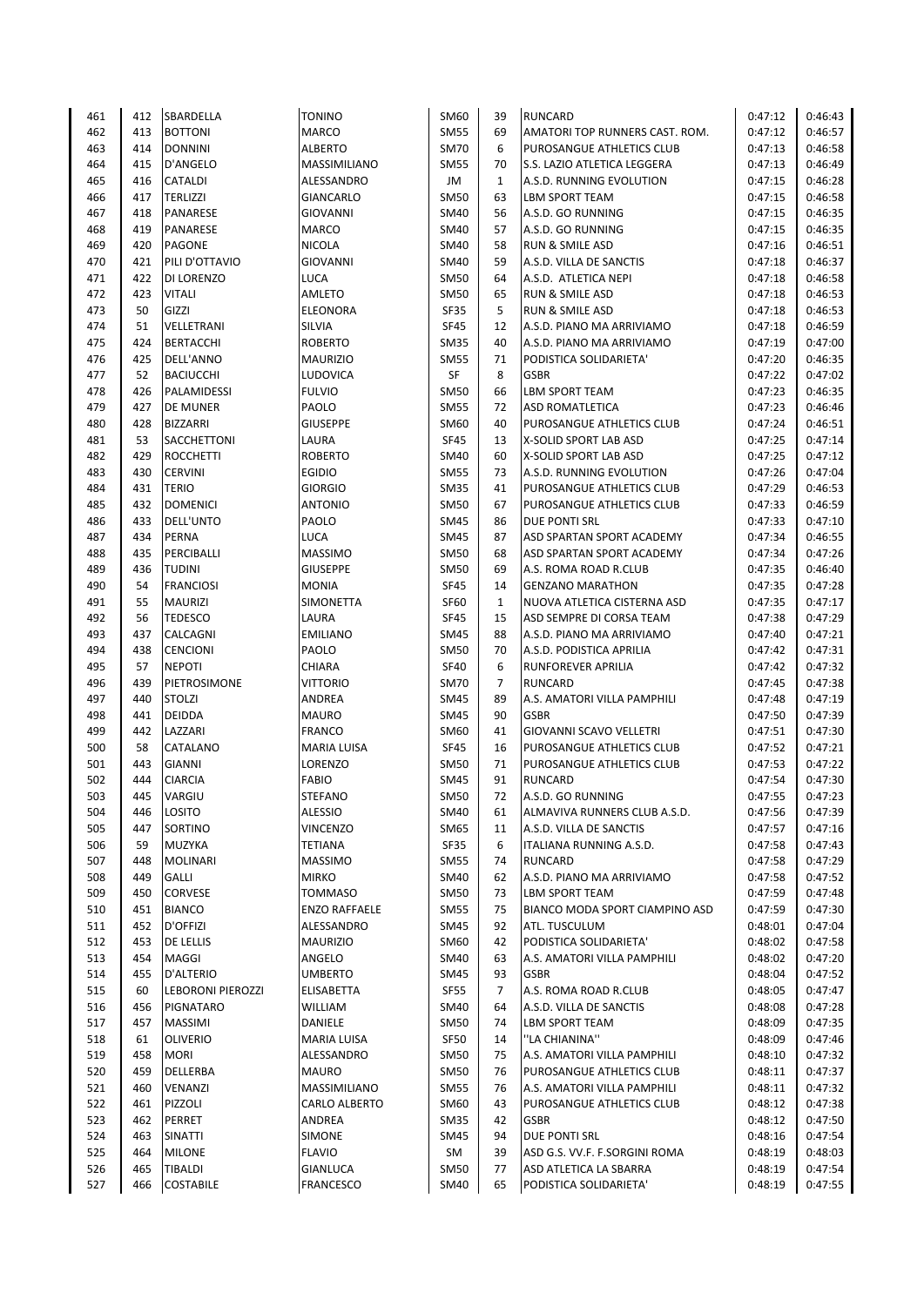| | | | | | | | | |
|---|---|---|---|---|---|---|---|---|
| 461 | 412 | SBARDELLA | TONINO | SM60 | 39 | RUNCARD | 0:47:12 | 0:46:43 |
| 462 | 413 | BOTTONI | MARCO | SM55 | 69 | AMATORI TOP RUNNERS CAST. ROM. | 0:47:12 | 0:46:57 |
| 463 | 414 | DONNINI | ALBERTO | SM70 | 6 | PUROSANGUE ATHLETICS CLUB | 0:47:13 | 0:46:58 |
| 464 | 415 | D'ANGELO | MASSIMILIANO | SM55 | 70 | S.S. LAZIO ATLETICA LEGGERA | 0:47:13 | 0:46:49 |
| 465 | 416 | CATALDI | ALESSANDRO | JM | 1 | A.S.D. RUNNING EVOLUTION | 0:47:15 | 0:46:28 |
| 466 | 417 | TERLIZZI | GIANCARLO | SM50 | 63 | LBM SPORT TEAM | 0:47:15 | 0:46:58 |
| 467 | 418 | PANARESE | GIOVANNI | SM40 | 56 | A.S.D. GO RUNNING | 0:47:15 | 0:46:35 |
| 468 | 419 | PANARESE | MARCO | SM40 | 57 | A.S.D. GO RUNNING | 0:47:15 | 0:46:35 |
| 469 | 420 | PAGONE | NICOLA | SM40 | 58 | RUN & SMILE ASD | 0:47:16 | 0:46:51 |
| 470 | 421 | PILI D'OTTAVIO | GIOVANNI | SM40 | 59 | A.S.D. VILLA DE SANCTIS | 0:47:18 | 0:46:37 |
| 471 | 422 | DI LORENZO | LUCA | SM50 | 64 | A.S.D. ATLETICA NEPI | 0:47:18 | 0:46:58 |
| 472 | 423 | VITALI | AMLETO | SM50 | 65 | RUN & SMILE ASD | 0:47:18 | 0:46:53 |
| 473 | 50 | GIZZI | ELEONORA | SF35 | 5 | RUN & SMILE ASD | 0:47:18 | 0:46:53 |
| 474 | 51 | VELLETRANI | SILVIA | SF45 | 12 | A.S.D. PIANO MA ARRIVIAMO | 0:47:18 | 0:46:59 |
| 475 | 424 | BERTACCHI | ROBERTO | SM35 | 40 | A.S.D. PIANO MA ARRIVIAMO | 0:47:19 | 0:47:00 |
| 476 | 425 | DELL'ANNO | MAURIZIO | SM55 | 71 | PODISTICA SOLIDARIETA' | 0:47:20 | 0:46:35 |
| 477 | 52 | BACIUCCHI | LUDOVICA | SF | 8 | GSBR | 0:47:22 | 0:47:02 |
| 478 | 426 | PALAMIDESSI | FULVIO | SM50 | 66 | LBM SPORT TEAM | 0:47:23 | 0:46:35 |
| 479 | 427 | DE MUNER | PAOLO | SM55 | 72 | ASD ROMATLETICA | 0:47:23 | 0:46:46 |
| 480 | 428 | BIZZARRI | GIUSEPPE | SM60 | 40 | PUROSANGUE ATHLETICS CLUB | 0:47:24 | 0:46:51 |
| 481 | 53 | SACCHETTONI | LAURA | SF45 | 13 | X-SOLID SPORT LAB ASD | 0:47:25 | 0:47:14 |
| 482 | 429 | ROCCHETTI | ROBERTO | SM40 | 60 | X-SOLID SPORT LAB ASD | 0:47:25 | 0:47:12 |
| 483 | 430 | CERVINI | EGIDIO | SM55 | 73 | A.S.D. RUNNING EVOLUTION | 0:47:26 | 0:47:04 |
| 484 | 431 | TERIO | GIORGIO | SM35 | 41 | PUROSANGUE ATHLETICS CLUB | 0:47:29 | 0:46:53 |
| 485 | 432 | DOMENICI | ANTONIO | SM50 | 67 | PUROSANGUE ATHLETICS CLUB | 0:47:33 | 0:46:59 |
| 486 | 433 | DELL'UNTO | PAOLO | SM45 | 86 | DUE PONTI SRL | 0:47:33 | 0:47:10 |
| 487 | 434 | PERNA | LUCA | SM45 | 87 | ASD SPARTAN SPORT ACADEMY | 0:47:34 | 0:46:55 |
| 488 | 435 | PERCIBALLI | MASSIMO | SM50 | 68 | ASD SPARTAN SPORT ACADEMY | 0:47:34 | 0:47:26 |
| 489 | 436 | TUDINI | GIUSEPPE | SM50 | 69 | A.S. ROMA ROAD R.CLUB | 0:47:35 | 0:46:40 |
| 490 | 54 | FRANCIOSI | MONIA | SF45 | 14 | GENZANO MARATHON | 0:47:35 | 0:47:28 |
| 491 | 55 | MAURIZI | SIMONETTA | SF60 | 1 | NUOVA ATLETICA CISTERNA ASD | 0:47:35 | 0:47:17 |
| 492 | 56 | TEDESCO | LAURA | SF45 | 15 | ASD SEMPRE DI CORSA TEAM | 0:47:38 | 0:47:29 |
| 493 | 437 | CALCAGNI | EMILIANO | SM45 | 88 | A.S.D. PIANO MA ARRIVIAMO | 0:47:40 | 0:47:21 |
| 494 | 438 | CENCIONI | PAOLO | SM50 | 70 | A.S.D. PODISTICA APRILIA | 0:47:42 | 0:47:31 |
| 495 | 57 | NEPOTI | CHIARA | SF40 | 6 | RUNFOREVER APRILIA | 0:47:42 | 0:47:32 |
| 496 | 439 | PIETROSIMONE | VITTORIO | SM70 | 7 | RUNCARD | 0:47:45 | 0:47:38 |
| 497 | 440 | STOLZI | ANDREA | SM45 | 89 | A.S. AMATORI VILLA PAMPHILI | 0:47:48 | 0:47:19 |
| 498 | 441 | DEIDDA | MAURO | SM45 | 90 | GSBR | 0:47:50 | 0:47:39 |
| 499 | 442 | LAZZARI | FRANCO | SM60 | 41 | GIOVANNI SCAVO VELLETRI | 0:47:51 | 0:47:30 |
| 500 | 58 | CATALANO | MARIA LUISA | SF45 | 16 | PUROSANGUE ATHLETICS CLUB | 0:47:52 | 0:47:21 |
| 501 | 443 | GIANNI | LORENZO | SM50 | 71 | PUROSANGUE ATHLETICS CLUB | 0:47:53 | 0:47:22 |
| 502 | 444 | CIARCIA | FABIO | SM45 | 91 | RUNCARD | 0:47:54 | 0:47:30 |
| 503 | 445 | VARGIU | STEFANO | SM50 | 72 | A.S.D. GO RUNNING | 0:47:55 | 0:47:23 |
| 504 | 446 | LOSITO | ALESSIO | SM40 | 61 | ALMAVIVA RUNNERS CLUB A.S.D. | 0:47:56 | 0:47:39 |
| 505 | 447 | SORTINO | VINCENZO | SM65 | 11 | A.S.D. VILLA DE SANCTIS | 0:47:57 | 0:47:16 |
| 506 | 59 | MUZYKA | TETIANA | SF35 | 6 | ITALIANA RUNNING A.S.D. | 0:47:58 | 0:47:43 |
| 507 | 448 | MOLINARI | MASSIMO | SM55 | 74 | RUNCARD | 0:47:58 | 0:47:29 |
| 508 | 449 | GALLI | MIRKO | SM40 | 62 | A.S.D. PIANO MA ARRIVIAMO | 0:47:58 | 0:47:52 |
| 509 | 450 | CORVESE | TOMMASO | SM50 | 73 | LBM SPORT TEAM | 0:47:59 | 0:47:48 |
| 510 | 451 | BIANCO | ENZO RAFFAELE | SM55 | 75 | BIANCO MODA SPORT CIAMPINO ASD | 0:47:59 | 0:47:30 |
| 511 | 452 | D'OFFIZI | ALESSANDRO | SM45 | 92 | ATL. TUSCULUM | 0:48:01 | 0:47:04 |
| 512 | 453 | DE LELLIS | MAURIZIO | SM60 | 42 | PODISTICA SOLIDARIETA' | 0:48:02 | 0:47:58 |
| 513 | 454 | MAGGI | ANGELO | SM40 | 63 | A.S. AMATORI VILLA PAMPHILI | 0:48:02 | 0:47:20 |
| 514 | 455 | D'ALTERIO | UMBERTO | SM45 | 93 | GSBR | 0:48:04 | 0:47:52 |
| 515 | 60 | LEBORONI PIEROZZI | ELISABETTA | SF55 | 7 | A.S. ROMA ROAD R.CLUB | 0:48:05 | 0:47:47 |
| 516 | 456 | PIGNATARO | WILLIAM | SM40 | 64 | A.S.D. VILLA DE SANCTIS | 0:48:08 | 0:47:28 |
| 517 | 457 | MASSIMI | DANIELE | SM50 | 74 | LBM SPORT TEAM | 0:48:09 | 0:47:35 |
| 518 | 61 | OLIVERIO | MARIA LUISA | SF50 | 14 | ''LA CHIANINA'' | 0:48:09 | 0:47:46 |
| 519 | 458 | MORI | ALESSANDRO | SM50 | 75 | A.S. AMATORI VILLA PAMPHILI | 0:48:10 | 0:47:32 |
| 520 | 459 | DELLERBA | MAURO | SM50 | 76 | PUROSANGUE ATHLETICS CLUB | 0:48:11 | 0:47:37 |
| 521 | 460 | VENANZI | MASSIMILIANO | SM55 | 76 | A.S. AMATORI VILLA PAMPHILI | 0:48:11 | 0:47:32 |
| 522 | 461 | PIZZOLI | CARLO ALBERTO | SM60 | 43 | PUROSANGUE ATHLETICS CLUB | 0:48:12 | 0:47:38 |
| 523 | 462 | PERRET | ANDREA | SM35 | 42 | GSBR | 0:48:12 | 0:47:50 |
| 524 | 463 | SINATTI | SIMONE | SM45 | 94 | DUE PONTI SRL | 0:48:16 | 0:47:54 |
| 525 | 464 | MILONE | FLAVIO | SM | 39 | ASD G.S. VV.F. F.SORGINI ROMA | 0:48:19 | 0:48:03 |
| 526 | 465 | TIBALDI | GIANLUCA | SM50 | 77 | ASD ATLETICA LA SBARRA | 0:48:19 | 0:47:54 |
| 527 | 466 | COSTABILE | FRANCESCO | SM40 | 65 | PODISTICA SOLIDARIETA' | 0:48:19 | 0:47:55 |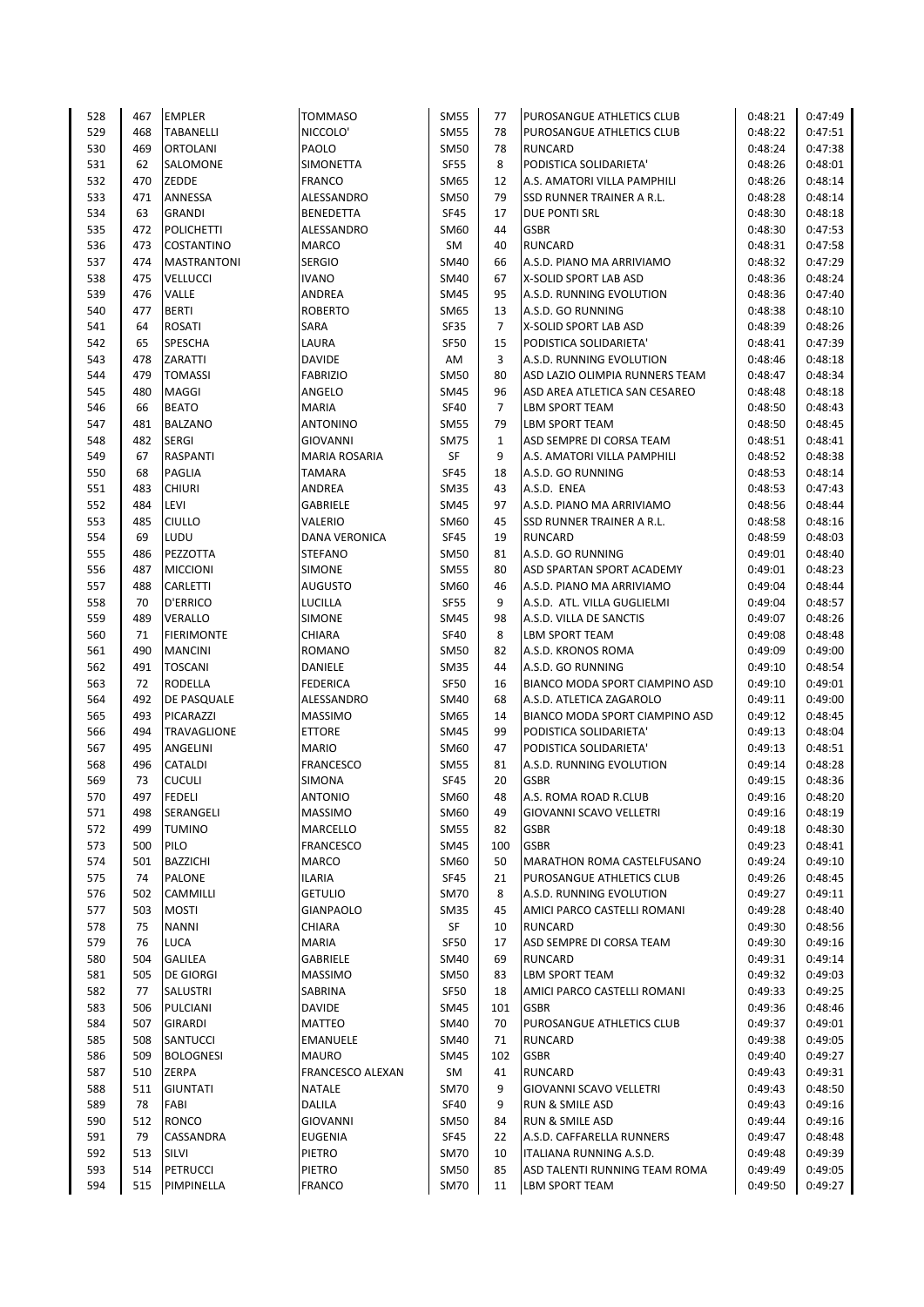| 528 | 467 | EMPLER | TOMMASO | SM55 | 77 | PUROSANGUE ATHLETICS CLUB | 0:48:21 | 0:47:49 |
|---|---|---|---|---|---|---|---|---|
| 529 | 468 | TABANELLI | NICCOLO' | SM55 | 78 | PUROSANGUE ATHLETICS CLUB | 0:48:22 | 0:47:51 |
| 530 | 469 | ORTOLANI | PAOLO | SM50 | 78 | RUNCARD | 0:48:24 | 0:47:38 |
| 531 | 62 | SALOMONE | SIMONETTA | SF55 | 8 | PODISTICA SOLIDARIETA' | 0:48:26 | 0:48:01 |
| 532 | 470 | ZEDDE | FRANCO | SM65 | 12 | A.S. AMATORI VILLA PAMPHILI | 0:48:26 | 0:48:14 |
| 533 | 471 | ANNESSA | ALESSANDRO | SM50 | 79 | SSD RUNNER TRAINER A R.L. | 0:48:28 | 0:48:14 |
| 534 | 63 | GRANDI | BENEDETTA | SF45 | 17 | DUE PONTI SRL | 0:48:30 | 0:48:18 |
| 535 | 472 | POLICHETTI | ALESSANDRO | SM60 | 44 | GSBR | 0:48:30 | 0:47:53 |
| 536 | 473 | COSTANTINO | MARCO | SM | 40 | RUNCARD | 0:48:31 | 0:47:58 |
| 537 | 474 | MASTRANTONI | SERGIO | SM40 | 66 | A.S.D. PIANO MA ARRIVIAMO | 0:48:32 | 0:47:29 |
| 538 | 475 | VELLUCCI | IVANO | SM40 | 67 | X-SOLID SPORT LAB ASD | 0:48:36 | 0:48:24 |
| 539 | 476 | VALLE | ANDREA | SM45 | 95 | A.S.D. RUNNING EVOLUTION | 0:48:36 | 0:47:40 |
| 540 | 477 | BERTI | ROBERTO | SM65 | 13 | A.S.D. GO RUNNING | 0:48:38 | 0:48:10 |
| 541 | 64 | ROSATI | SARA | SF35 | 7 | X-SOLID SPORT LAB ASD | 0:48:39 | 0:48:26 |
| 542 | 65 | SPESCHA | LAURA | SF50 | 15 | PODISTICA SOLIDARIETA' | 0:48:41 | 0:47:39 |
| 543 | 478 | ZARATTI | DAVIDE | AM | 3 | A.S.D. RUNNING EVOLUTION | 0:48:46 | 0:48:18 |
| 544 | 479 | TOMASSI | FABRIZIO | SM50 | 80 | ASD LAZIO OLIMPIA RUNNERS TEAM | 0:48:47 | 0:48:34 |
| 545 | 480 | MAGGI | ANGELO | SM45 | 96 | ASD AREA ATLETICA SAN CESAREO | 0:48:48 | 0:48:18 |
| 546 | 66 | BEATO | MARIA | SF40 | 7 | LBM SPORT TEAM | 0:48:50 | 0:48:43 |
| 547 | 481 | BALZANO | ANTONINO | SM55 | 79 | LBM SPORT TEAM | 0:48:50 | 0:48:45 |
| 548 | 482 | SERGI | GIOVANNI | SM75 | 1 | ASD SEMPRE DI CORSA TEAM | 0:48:51 | 0:48:41 |
| 549 | 67 | RASPANTI | MARIA ROSARIA | SF | 9 | A.S. AMATORI VILLA PAMPHILI | 0:48:52 | 0:48:38 |
| 550 | 68 | PAGLIA | TAMARA | SF45 | 18 | A.S.D. GO RUNNING | 0:48:53 | 0:48:14 |
| 551 | 483 | CHIURI | ANDREA | SM35 | 43 | A.S.D. ENEA | 0:48:53 | 0:47:43 |
| 552 | 484 | LEVI | GABRIELE | SM45 | 97 | A.S.D. PIANO MA ARRIVIAMO | 0:48:56 | 0:48:44 |
| 553 | 485 | CIULLO | VALERIO | SM60 | 45 | SSD RUNNER TRAINER A R.L. | 0:48:58 | 0:48:16 |
| 554 | 69 | LUDU | DANA VERONICA | SF45 | 19 | RUNCARD | 0:48:59 | 0:48:03 |
| 555 | 486 | PEZZOTTA | STEFANO | SM50 | 81 | A.S.D. GO RUNNING | 0:49:01 | 0:48:40 |
| 556 | 487 | MICCIONI | SIMONE | SM55 | 80 | ASD SPARTAN SPORT ACADEMY | 0:49:01 | 0:48:23 |
| 557 | 488 | CARLETTI | AUGUSTO | SM60 | 46 | A.S.D. PIANO MA ARRIVIAMO | 0:49:04 | 0:48:44 |
| 558 | 70 | D'ERRICO | LUCILLA | SF55 | 9 | A.S.D. ATL. VILLA GUGLIELMI | 0:49:04 | 0:48:57 |
| 559 | 489 | VERALLO | SIMONE | SM45 | 98 | A.S.D. VILLA DE SANCTIS | 0:49:07 | 0:48:26 |
| 560 | 71 | FIERIMONTE | CHIARA | SF40 | 8 | LBM SPORT TEAM | 0:49:08 | 0:48:48 |
| 561 | 490 | MANCINI | ROMANO | SM50 | 82 | A.S.D. KRONOS ROMA | 0:49:09 | 0:49:00 |
| 562 | 491 | TOSCANI | DANIELE | SM35 | 44 | A.S.D. GO RUNNING | 0:49:10 | 0:48:54 |
| 563 | 72 | RODELLA | FEDERICA | SF50 | 16 | BIANCO MODA SPORT CIAMPINO ASD | 0:49:10 | 0:49:01 |
| 564 | 492 | DE PASQUALE | ALESSANDRO | SM40 | 68 | A.S.D. ATLETICA ZAGAROLO | 0:49:11 | 0:49:00 |
| 565 | 493 | PICARAZZI | MASSIMO | SM65 | 14 | BIANCO MODA SPORT CIAMPINO ASD | 0:49:12 | 0:48:45 |
| 566 | 494 | TRAVAGLIONE | ETTORE | SM45 | 99 | PODISTICA SOLIDARIETA' | 0:49:13 | 0:48:04 |
| 567 | 495 | ANGELINI | MARIO | SM60 | 47 | PODISTICA SOLIDARIETA' | 0:49:13 | 0:48:51 |
| 568 | 496 | CATALDI | FRANCESCO | SM55 | 81 | A.S.D. RUNNING EVOLUTION | 0:49:14 | 0:48:28 |
| 569 | 73 | CUCULI | SIMONA | SF45 | 20 | GSBR | 0:49:15 | 0:48:36 |
| 570 | 497 | FEDELI | ANTONIO | SM60 | 48 | A.S. ROMA ROAD R.CLUB | 0:49:16 | 0:48:20 |
| 571 | 498 | SERANGELI | MASSIMO | SM60 | 49 | GIOVANNI SCAVO VELLETRI | 0:49:16 | 0:48:19 |
| 572 | 499 | TUMINO | MARCELLO | SM55 | 82 | GSBR | 0:49:18 | 0:48:30 |
| 573 | 500 | PILO | FRANCESCO | SM45 | 100 | GSBR | 0:49:23 | 0:48:41 |
| 574 | 501 | BAZZICHI | MARCO | SM60 | 50 | MARATHON ROMA CASTELFUSANO | 0:49:24 | 0:49:10 |
| 575 | 74 | PALONE | ILARIA | SF45 | 21 | PUROSANGUE ATHLETICS CLUB | 0:49:26 | 0:48:45 |
| 576 | 502 | CAMMILLI | GETULIO | SM70 | 8 | A.S.D. RUNNING EVOLUTION | 0:49:27 | 0:49:11 |
| 577 | 503 | MOSTI | GIANPAOLO | SM35 | 45 | AMICI PARCO CASTELLI ROMANI | 0:49:28 | 0:48:40 |
| 578 | 75 | NANNI | CHIARA | SF | 10 | RUNCARD | 0:49:30 | 0:48:56 |
| 579 | 76 | LUCA | MARIA | SF50 | 17 | ASD SEMPRE DI CORSA TEAM | 0:49:30 | 0:49:16 |
| 580 | 504 | GALILEA | GABRIELE | SM40 | 69 | RUNCARD | 0:49:31 | 0:49:14 |
| 581 | 505 | DE GIORGI | MASSIMO | SM50 | 83 | LBM SPORT TEAM | 0:49:32 | 0:49:03 |
| 582 | 77 | SALUSTRI | SABRINA | SF50 | 18 | AMICI PARCO CASTELLI ROMANI | 0:49:33 | 0:49:25 |
| 583 | 506 | PULCIANI | DAVIDE | SM45 | 101 | GSBR | 0:49:36 | 0:48:46 |
| 584 | 507 | GIRARDI | MATTEO | SM40 | 70 | PUROSANGUE ATHLETICS CLUB | 0:49:37 | 0:49:01 |
| 585 | 508 | SANTUCCI | EMANUELE | SM40 | 71 | RUNCARD | 0:49:38 | 0:49:05 |
| 586 | 509 | BOLOGNESI | MAURO | SM45 | 102 | GSBR | 0:49:40 | 0:49:27 |
| 587 | 510 | ZERPA | FRANCESCO ALEXAN | SM | 41 | RUNCARD | 0:49:43 | 0:49:31 |
| 588 | 511 | GIUNTATI | NATALE | SM70 | 9 | GIOVANNI SCAVO VELLETRI | 0:49:43 | 0:48:50 |
| 589 | 78 | FABI | DALILA | SF40 | 9 | RUN & SMILE ASD | 0:49:43 | 0:49:16 |
| 590 | 512 | RONCO | GIOVANNI | SM50 | 84 | RUN & SMILE ASD | 0:49:44 | 0:49:16 |
| 591 | 79 | CASSANDRA | EUGENIA | SF45 | 22 | A.S.D. CAFFARELLA RUNNERS | 0:49:47 | 0:48:48 |
| 592 | 513 | SILVI | PIETRO | SM70 | 10 | ITALIANA RUNNING A.S.D. | 0:49:48 | 0:49:39 |
| 593 | 514 | PETRUCCI | PIETRO | SM50 | 85 | ASD TALENTI RUNNING TEAM ROMA | 0:49:49 | 0:49:05 |
| 594 | 515 | PIMPINELLA | FRANCO | SM70 | 11 | LBM SPORT TEAM | 0:49:50 | 0:49:27 |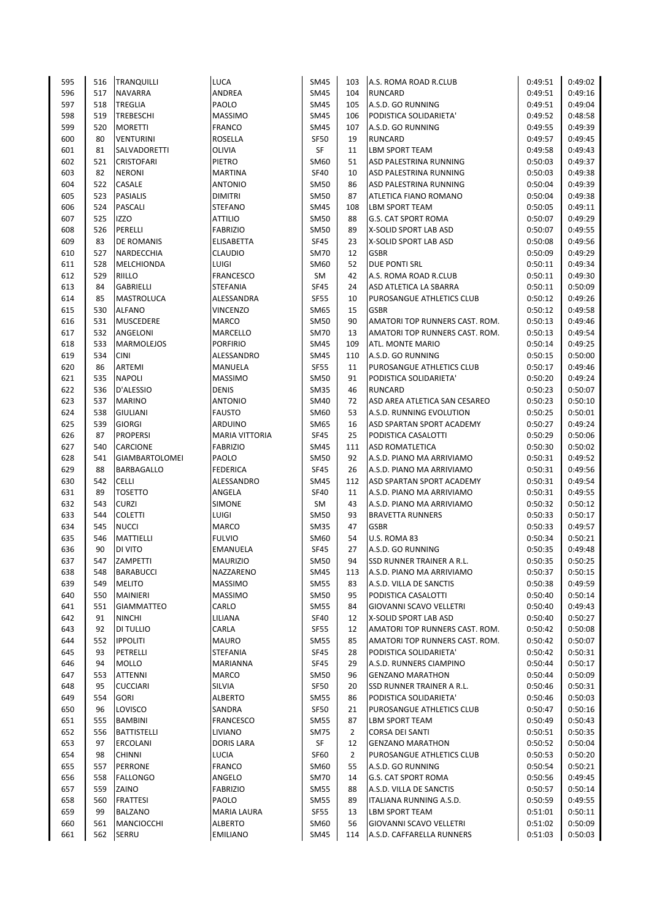| | | | | | | | | |
|---|---|---|---|---|---|---|---|---|
| 595 | 516 | TRANQUILLI | LUCA | SM45 | 103 | A.S. ROMA ROAD R.CLUB | 0:49:51 | 0:49:02 |
| 596 | 517 | NAVARRA | ANDREA | SM45 | 104 | RUNCARD | 0:49:51 | 0:49:16 |
| 597 | 518 | TREGLIA | PAOLO | SM45 | 105 | A.S.D. GO RUNNING | 0:49:51 | 0:49:04 |
| 598 | 519 | TREBESCHI | MASSIMO | SM45 | 106 | PODISTICA SOLIDARIETA' | 0:49:52 | 0:48:58 |
| 599 | 520 | MORETTI | FRANCO | SM45 | 107 | A.S.D. GO RUNNING | 0:49:55 | 0:49:39 |
| 600 | 80 | VENTURINI | ROSELLA | SF50 | 19 | RUNCARD | 0:49:57 | 0:49:45 |
| 601 | 81 | SALVADORETTI | OLIVIA | SF | 11 | LBM SPORT TEAM | 0:49:58 | 0:49:43 |
| 602 | 521 | CRISTOFARI | PIETRO | SM60 | 51 | ASD PALESTRINA RUNNING | 0:50:03 | 0:49:37 |
| 603 | 82 | NERONI | MARTINA | SF40 | 10 | ASD PALESTRINA RUNNING | 0:50:03 | 0:49:38 |
| 604 | 522 | CASALE | ANTONIO | SM50 | 86 | ASD PALESTRINA RUNNING | 0:50:04 | 0:49:39 |
| 605 | 523 | PASIALIS | DIMITRI | SM50 | 87 | ATLETICA FIANO ROMANO | 0:50:04 | 0:49:38 |
| 606 | 524 | PASCALI | STEFANO | SM45 | 108 | LBM SPORT TEAM | 0:50:05 | 0:49:11 |
| 607 | 525 | IZZO | ATTILIO | SM50 | 88 | G.S. CAT SPORT ROMA | 0:50:07 | 0:49:29 |
| 608 | 526 | PERELLI | FABRIZIO | SM50 | 89 | X-SOLID SPORT LAB ASD | 0:50:07 | 0:49:55 |
| 609 | 83 | DE ROMANIS | ELISABETTA | SF45 | 23 | X-SOLID SPORT LAB ASD | 0:50:08 | 0:49:56 |
| 610 | 527 | NARDECCHIA | CLAUDIO | SM70 | 12 | GSBR | 0:50:09 | 0:49:29 |
| 611 | 528 | MELCHIONDA | LUIGI | SM60 | 52 | DUE PONTI SRL | 0:50:11 | 0:49:34 |
| 612 | 529 | RIILLO | FRANCESCO | SM | 42 | A.S. ROMA ROAD R.CLUB | 0:50:11 | 0:49:30 |
| 613 | 84 | GABRIELLI | STEFANIA | SF45 | 24 | ASD ATLETICA LA SBARRA | 0:50:11 | 0:50:09 |
| 614 | 85 | MASTROLUCA | ALESSANDRA | SF55 | 10 | PUROSANGUE ATHLETICS CLUB | 0:50:12 | 0:49:26 |
| 615 | 530 | ALFANO | VINCENZO | SM65 | 15 | GSBR | 0:50:12 | 0:49:58 |
| 616 | 531 | MUSCEDERE | MARCO | SM50 | 90 | AMATORI TOP RUNNERS CAST. ROM. | 0:50:13 | 0:49:46 |
| 617 | 532 | ANGELONI | MARCELLO | SM70 | 13 | AMATORI TOP RUNNERS CAST. ROM. | 0:50:13 | 0:49:54 |
| 618 | 533 | MARMOLEJOS | PORFIRIO | SM45 | 109 | ATL. MONTE MARIO | 0:50:14 | 0:49:25 |
| 619 | 534 | CINI | ALESSANDRO | SM45 | 110 | A.S.D. GO RUNNING | 0:50:15 | 0:50:00 |
| 620 | 86 | ARTEMI | MANUELA | SF55 | 11 | PUROSANGUE ATHLETICS CLUB | 0:50:17 | 0:49:46 |
| 621 | 535 | NAPOLI | MASSIMO | SM50 | 91 | PODISTICA SOLIDARIETA' | 0:50:20 | 0:49:24 |
| 622 | 536 | D'ALESSIO | DENIS | SM35 | 46 | RUNCARD | 0:50:23 | 0:50:07 |
| 623 | 537 | MARINO | ANTONIO | SM40 | 72 | ASD AREA ATLETICA SAN CESAREO | 0:50:23 | 0:50:10 |
| 624 | 538 | GIULIANI | FAUSTO | SM60 | 53 | A.S.D. RUNNING EVOLUTION | 0:50:25 | 0:50:01 |
| 625 | 539 | GIORGI | ARDUINO | SM65 | 16 | ASD SPARTAN SPORT ACADEMY | 0:50:27 | 0:49:24 |
| 626 | 87 | PROPERSI | MARIA VITTORIA | SF45 | 25 | PODISTICA CASALOTTI | 0:50:29 | 0:50:06 |
| 627 | 540 | CARCIONE | FABRIZIO | SM45 | 111 | ASD ROMATLETICA | 0:50:30 | 0:50:02 |
| 628 | 541 | GIAMBARTOLOMEI | PAOLO | SM50 | 92 | A.S.D. PIANO MA ARRIVIAMO | 0:50:31 | 0:49:52 |
| 629 | 88 | BARBAGALLO | FEDERICA | SF45 | 26 | A.S.D. PIANO MA ARRIVIAMO | 0:50:31 | 0:49:56 |
| 630 | 542 | CELLI | ALESSANDRO | SM45 | 112 | ASD SPARTAN SPORT ACADEMY | 0:50:31 | 0:49:54 |
| 631 | 89 | TOSETTO | ANGELA | SF40 | 11 | A.S.D. PIANO MA ARRIVIAMO | 0:50:31 | 0:49:55 |
| 632 | 543 | CURZI | SIMONE | SM | 43 | A.S.D. PIANO MA ARRIVIAMO | 0:50:32 | 0:50:12 |
| 633 | 544 | COLETTI | LUIGI | SM50 | 93 | BRAVETTA RUNNERS | 0:50:33 | 0:50:17 |
| 634 | 545 | NUCCI | MARCO | SM35 | 47 | GSBR | 0:50:33 | 0:49:57 |
| 635 | 546 | MATTIELLI | FULVIO | SM60 | 54 | U.S. ROMA 83 | 0:50:34 | 0:50:21 |
| 636 | 90 | DI VITO | EMANUELA | SF45 | 27 | A.S.D. GO RUNNING | 0:50:35 | 0:49:48 |
| 637 | 547 | ZAMPETTI | MAURIZIO | SM50 | 94 | SSD RUNNER TRAINER A R.L. | 0:50:35 | 0:50:25 |
| 638 | 548 | BARABUCCI | NAZZARENO | SM45 | 113 | A.S.D. PIANO MA ARRIVIAMO | 0:50:37 | 0:50:15 |
| 639 | 549 | MELITO | MASSIMO | SM55 | 83 | A.S.D. VILLA DE SANCTIS | 0:50:38 | 0:49:59 |
| 640 | 550 | MAINIERI | MASSIMO | SM50 | 95 | PODISTICA CASALOTTI | 0:50:40 | 0:50:14 |
| 641 | 551 | GIAMMATTEO | CARLO | SM55 | 84 | GIOVANNI SCAVO VELLETRI | 0:50:40 | 0:49:43 |
| 642 | 91 | NINCHI | LILIANA | SF40 | 12 | X-SOLID SPORT LAB ASD | 0:50:40 | 0:50:27 |
| 643 | 92 | DI TULLIO | CARLA | SF55 | 12 | AMATORI TOP RUNNERS CAST. ROM. | 0:50:42 | 0:50:08 |
| 644 | 552 | IPPOLITI | MAURO | SM55 | 85 | AMATORI TOP RUNNERS CAST. ROM. | 0:50:42 | 0:50:07 |
| 645 | 93 | PETRELLI | STEFANIA | SF45 | 28 | PODISTICA SOLIDARIETA' | 0:50:42 | 0:50:31 |
| 646 | 94 | MOLLO | MARIANNA | SF45 | 29 | A.S.D. RUNNERS CIAMPINO | 0:50:44 | 0:50:17 |
| 647 | 553 | ATTENNI | MARCO | SM50 | 96 | GENZANO MARATHON | 0:50:44 | 0:50:09 |
| 648 | 95 | CUCCIARI | SILVIA | SF50 | 20 | SSD RUNNER TRAINER A R.L. | 0:50:46 | 0:50:31 |
| 649 | 554 | GORI | ALBERTO | SM55 | 86 | PODISTICA SOLIDARIETA' | 0:50:46 | 0:50:03 |
| 650 | 96 | LOVISCO | SANDRA | SF50 | 21 | PUROSANGUE ATHLETICS CLUB | 0:50:47 | 0:50:16 |
| 651 | 555 | BAMBINI | FRANCESCO | SM55 | 87 | LBM SPORT TEAM | 0:50:49 | 0:50:43 |
| 652 | 556 | BATTISTELLI | LIVIANO | SM75 | 2 | CORSA DEI SANTI | 0:50:51 | 0:50:35 |
| 653 | 97 | ERCOLANI | DORIS LARA | SF | 12 | GENZANO MARATHON | 0:50:52 | 0:50:04 |
| 654 | 98 | CHINNI | LUCIA | SF60 | 2 | PUROSANGUE ATHLETICS CLUB | 0:50:53 | 0:50:20 |
| 655 | 557 | PERRONE | FRANCO | SM60 | 55 | A.S.D. GO RUNNING | 0:50:54 | 0:50:21 |
| 656 | 558 | FALLONGO | ANGELO | SM70 | 14 | G.S. CAT SPORT ROMA | 0:50:56 | 0:49:45 |
| 657 | 559 | ZAINO | FABRIZIO | SM55 | 88 | A.S.D. VILLA DE SANCTIS | 0:50:57 | 0:50:14 |
| 658 | 560 | FRATTESI | PAOLO | SM55 | 89 | ITALIANA RUNNING A.S.D. | 0:50:59 | 0:49:55 |
| 659 | 99 | BALZANO | MARIA LAURA | SF55 | 13 | LBM SPORT TEAM | 0:51:01 | 0:50:11 |
| 660 | 561 | MANCIOCCHI | ALBERTO | SM60 | 56 | GIOVANNI SCAVO VELLETRI | 0:51:02 | 0:50:09 |
| 661 | 562 | SERRU | EMILIANO | SM45 | 114 | A.S.D. CAFFARELLA RUNNERS | 0:51:03 | 0:50:03 |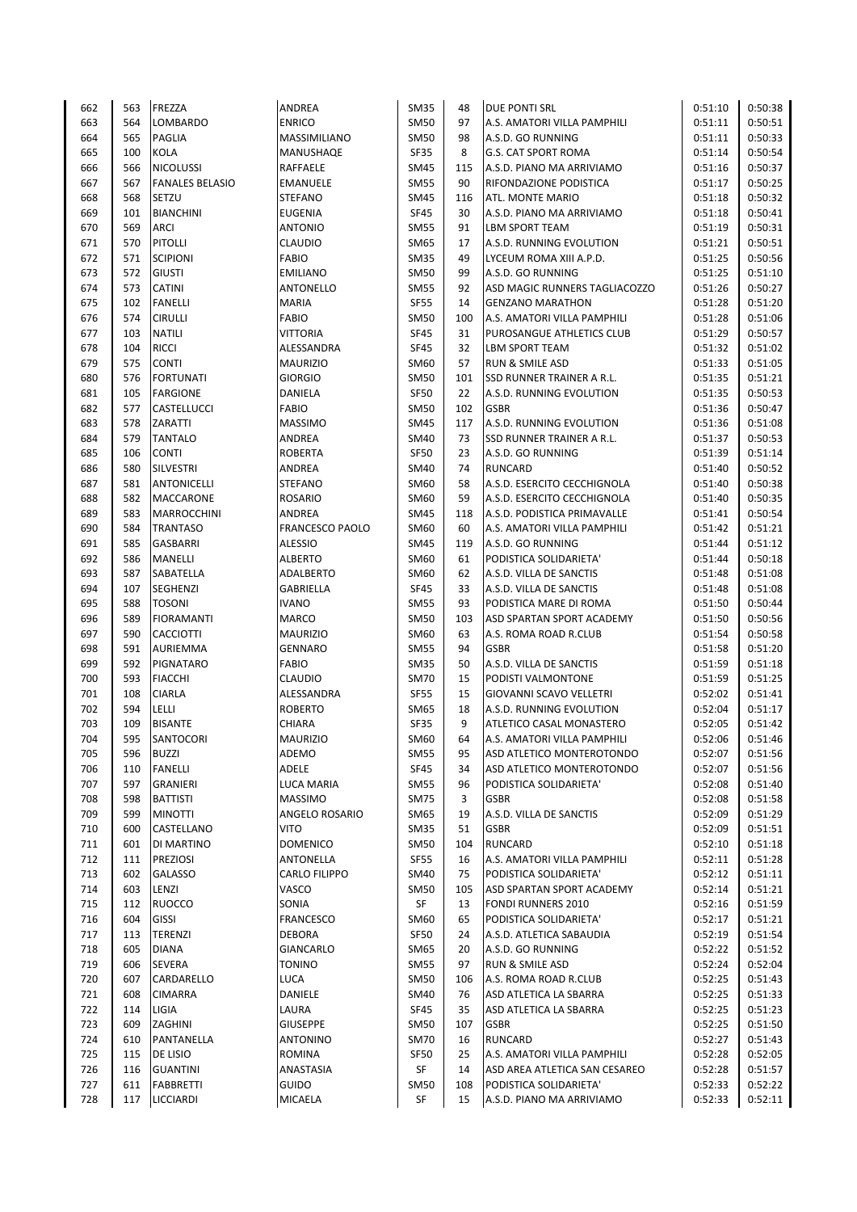| | | | | | | | | |
|---|---|---|---|---|---|---|---|---|
| 662 | 563 | FREZZA | ANDREA | SM35 | 48 | DUE PONTI SRL | 0:51:10 | 0:50:38 |
| 663 | 564 | LOMBARDO | ENRICO | SM50 | 97 | A.S. AMATORI VILLA PAMPHILI | 0:51:11 | 0:50:51 |
| 664 | 565 | PAGLIA | MASSIMILIANO | SM50 | 98 | A.S.D. GO RUNNING | 0:51:11 | 0:50:33 |
| 665 | 100 | KOLA | MANUSHAQE | SF35 | 8 | G.S. CAT SPORT ROMA | 0:51:14 | 0:50:54 |
| 666 | 566 | NICOLUSSI | RAFFAELE | SM45 | 115 | A.S.D. PIANO MA ARRIVIAMO | 0:51:16 | 0:50:37 |
| 667 | 567 | FANALES BELASIO | EMANUELE | SM55 | 90 | RIFONDAZIONE PODISTICA | 0:51:17 | 0:50:25 |
| 668 | 568 | SETZU | STEFANO | SM45 | 116 | ATL. MONTE MARIO | 0:51:18 | 0:50:32 |
| 669 | 101 | BIANCHINI | EUGENIA | SF45 | 30 | A.S.D. PIANO MA ARRIVIAMO | 0:51:18 | 0:50:41 |
| 670 | 569 | ARCI | ANTONIO | SM55 | 91 | LBM SPORT TEAM | 0:51:19 | 0:50:31 |
| 671 | 570 | PITOLLI | CLAUDIO | SM65 | 17 | A.S.D. RUNNING EVOLUTION | 0:51:21 | 0:50:51 |
| 672 | 571 | SCIPIONI | FABIO | SM35 | 49 | LYCEUM ROMA XIII A.P.D. | 0:51:25 | 0:50:56 |
| 673 | 572 | GIUSTI | EMILIANO | SM50 | 99 | A.S.D. GO RUNNING | 0:51:25 | 0:51:10 |
| 674 | 573 | CATINI | ANTONELLO | SM55 | 92 | ASD MAGIC RUNNERS TAGLIACOZZO | 0:51:26 | 0:50:27 |
| 675 | 102 | FANELLI | MARIA | SF55 | 14 | GENZANO MARATHON | 0:51:28 | 0:51:20 |
| 676 | 574 | CIRULLI | FABIO | SM50 | 100 | A.S. AMATORI VILLA PAMPHILI | 0:51:28 | 0:51:06 |
| 677 | 103 | NATILI | VITTORIA | SF45 | 31 | PUROSANGUE ATHLETICS CLUB | 0:51:29 | 0:50:57 |
| 678 | 104 | RICCI | ALESSANDRA | SF45 | 32 | LBM SPORT TEAM | 0:51:32 | 0:51:02 |
| 679 | 575 | CONTI | MAURIZIO | SM60 | 57 | RUN & SMILE ASD | 0:51:33 | 0:51:05 |
| 680 | 576 | FORTUNATI | GIORGIO | SM50 | 101 | SSD RUNNER TRAINER A R.L. | 0:51:35 | 0:51:21 |
| 681 | 105 | FARGIONE | DANIELA | SF50 | 22 | A.S.D. RUNNING EVOLUTION | 0:51:35 | 0:50:53 |
| 682 | 577 | CASTELLUCCI | FABIO | SM50 | 102 | GSBR | 0:51:36 | 0:50:47 |
| 683 | 578 | ZARATTI | MASSIMO | SM45 | 117 | A.S.D. RUNNING EVOLUTION | 0:51:36 | 0:51:08 |
| 684 | 579 | TANTALO | ANDREA | SM40 | 73 | SSD RUNNER TRAINER A R.L. | 0:51:37 | 0:50:53 |
| 685 | 106 | CONTI | ROBERTA | SF50 | 23 | A.S.D. GO RUNNING | 0:51:39 | 0:51:14 |
| 686 | 580 | SILVESTRI | ANDREA | SM40 | 74 | RUNCARD | 0:51:40 | 0:50:52 |
| 687 | 581 | ANTONICELLI | STEFANO | SM60 | 58 | A.S.D. ESERCITO CECCHIGNOLA | 0:51:40 | 0:50:38 |
| 688 | 582 | MACCARONE | ROSARIO | SM60 | 59 | A.S.D. ESERCITO CECCHIGNOLA | 0:51:40 | 0:50:35 |
| 689 | 583 | MARROCCHINI | ANDREA | SM45 | 118 | A.S.D. PODISTICA PRIMAVALLE | 0:51:41 | 0:50:54 |
| 690 | 584 | TRANTASO | FRANCESCO PAOLO | SM60 | 60 | A.S. AMATORI VILLA PAMPHILI | 0:51:42 | 0:51:21 |
| 691 | 585 | GASBARRI | ALESSIO | SM45 | 119 | A.S.D. GO RUNNING | 0:51:44 | 0:51:12 |
| 692 | 586 | MANELLI | ALBERTO | SM60 | 61 | PODISTICA SOLIDARIETA' | 0:51:44 | 0:50:18 |
| 693 | 587 | SABATELLA | ADALBERTO | SM60 | 62 | A.S.D. VILLA DE SANCTIS | 0:51:48 | 0:51:08 |
| 694 | 107 | SEGHENZI | GABRIELLA | SF45 | 33 | A.S.D. VILLA DE SANCTIS | 0:51:48 | 0:51:08 |
| 695 | 588 | TOSONI | IVANO | SM55 | 93 | PODISTICA MARE DI ROMA | 0:51:50 | 0:50:44 |
| 696 | 589 | FIORAMANTI | MARCO | SM50 | 103 | ASD SPARTAN SPORT ACADEMY | 0:51:50 | 0:50:56 |
| 697 | 590 | CACCIOTTI | MAURIZIO | SM60 | 63 | A.S. ROMA ROAD R.CLUB | 0:51:54 | 0:50:58 |
| 698 | 591 | AURIEMMA | GENNARO | SM55 | 94 | GSBR | 0:51:58 | 0:51:20 |
| 699 | 592 | PIGNATARO | FABIO | SM35 | 50 | A.S.D. VILLA DE SANCTIS | 0:51:59 | 0:51:18 |
| 700 | 593 | FIACCHI | CLAUDIO | SM70 | 15 | PODISTI VALMONTONE | 0:51:59 | 0:51:25 |
| 701 | 108 | CIARLA | ALESSANDRA | SF55 | 15 | GIOVANNI SCAVO VELLETRI | 0:52:02 | 0:51:41 |
| 702 | 594 | LELLI | ROBERTO | SM65 | 18 | A.S.D. RUNNING EVOLUTION | 0:52:04 | 0:51:17 |
| 703 | 109 | BISANTE | CHIARA | SF35 | 9 | ATLETICO CASAL MONASTERO | 0:52:05 | 0:51:42 |
| 704 | 595 | SANTOCORI | MAURIZIO | SM60 | 64 | A.S. AMATORI VILLA PAMPHILI | 0:52:06 | 0:51:46 |
| 705 | 596 | BUZZI | ADEMO | SM55 | 95 | ASD ATLETICO MONTEROTONDO | 0:52:07 | 0:51:56 |
| 706 | 110 | FANELLI | ADELE | SF45 | 34 | ASD ATLETICO MONTEROTONDO | 0:52:07 | 0:51:56 |
| 707 | 597 | GRANIERI | LUCA MARIA | SM55 | 96 | PODISTICA SOLIDARIETA' | 0:52:08 | 0:51:40 |
| 708 | 598 | BATTISTI | MASSIMO | SM75 | 3 | GSBR | 0:52:08 | 0:51:58 |
| 709 | 599 | MINOTTI | ANGELO ROSARIO | SM65 | 19 | A.S.D. VILLA DE SANCTIS | 0:52:09 | 0:51:29 |
| 710 | 600 | CASTELLANO | VITO | SM35 | 51 | GSBR | 0:52:09 | 0:51:51 |
| 711 | 601 | DI MARTINO | DOMENICO | SM50 | 104 | RUNCARD | 0:52:10 | 0:51:18 |
| 712 | 111 | PREZIOSI | ANTONELLA | SF55 | 16 | A.S. AMATORI VILLA PAMPHILI | 0:52:11 | 0:51:28 |
| 713 | 602 | GALASSO | CARLO FILIPPO | SM40 | 75 | PODISTICA SOLIDARIETA' | 0:52:12 | 0:51:11 |
| 714 | 603 | LENZI | VASCO | SM50 | 105 | ASD SPARTAN SPORT ACADEMY | 0:52:14 | 0:51:21 |
| 715 | 112 | RUOCCO | SONIA | SF | 13 | FONDI RUNNERS 2010 | 0:52:16 | 0:51:59 |
| 716 | 604 | GISSI | FRANCESCO | SM60 | 65 | PODISTICA SOLIDARIETA' | 0:52:17 | 0:51:21 |
| 717 | 113 | TERENZI | DEBORA | SF50 | 24 | A.S.D. ATLETICA SABAUDIA | 0:52:19 | 0:51:54 |
| 718 | 605 | DIANA | GIANCARLO | SM65 | 20 | A.S.D. GO RUNNING | 0:52:22 | 0:51:52 |
| 719 | 606 | SEVERA | TONINO | SM55 | 97 | RUN & SMILE ASD | 0:52:24 | 0:52:04 |
| 720 | 607 | CARDARELLO | LUCA | SM50 | 106 | A.S. ROMA ROAD R.CLUB | 0:52:25 | 0:51:43 |
| 721 | 608 | CIMARRA | DANIELE | SM40 | 76 | ASD ATLETICA LA SBARRA | 0:52:25 | 0:51:33 |
| 722 | 114 | LIGIA | LAURA | SF45 | 35 | ASD ATLETICA LA SBARRA | 0:52:25 | 0:51:23 |
| 723 | 609 | ZAGHINI | GIUSEPPE | SM50 | 107 | GSBR | 0:52:25 | 0:51:50 |
| 724 | 610 | PANTANELLA | ANTONINO | SM70 | 16 | RUNCARD | 0:52:27 | 0:51:43 |
| 725 | 115 | DE LISIO | ROMINA | SF50 | 25 | A.S. AMATORI VILLA PAMPHILI | 0:52:28 | 0:52:05 |
| 726 | 116 | GUANTINI | ANASTASIA | SF | 14 | ASD AREA ATLETICA SAN CESAREO | 0:52:28 | 0:51:57 |
| 727 | 611 | FABBRETTI | GUIDO | SM50 | 108 | PODISTICA SOLIDARIETA' | 0:52:33 | 0:52:22 |
| 728 | 117 | LICCIARDI | MICAELA | SF | 15 | A.S.D. PIANO MA ARRIVIAMO | 0:52:33 | 0:52:11 |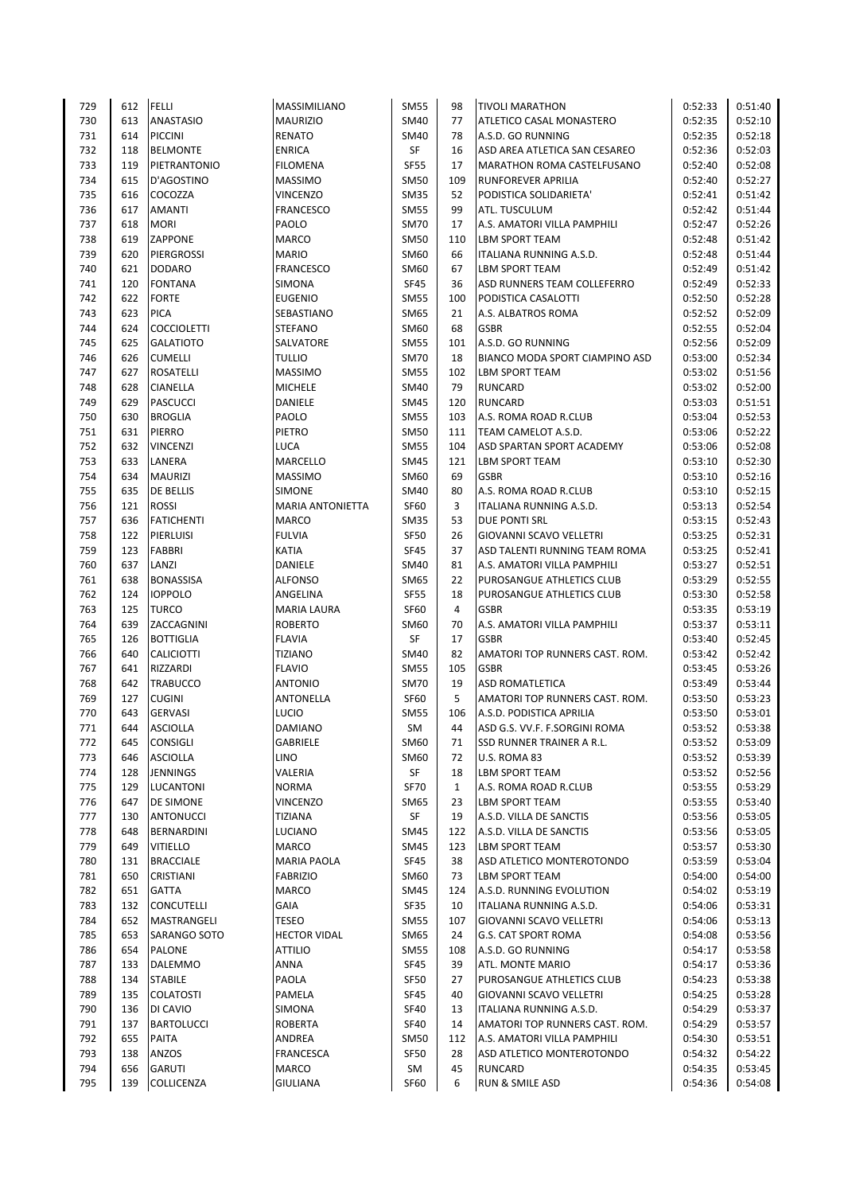| | | | | | | | | |
|---|---|---|---|---|---|---|---|---|
| 729 | 612 | FELLI | MASSIMILIANO | SM55 | 98 | TIVOLI MARATHON | 0:52:33 | 0:51:40 |
| 730 | 613 | ANASTASIO | MAURIZIO | SM40 | 77 | ATLETICO CASAL MONASTERO | 0:52:35 | 0:52:10 |
| 731 | 614 | PICCINI | RENATO | SM40 | 78 | A.S.D. GO RUNNING | 0:52:35 | 0:52:18 |
| 732 | 118 | BELMONTE | ENRICA | SF | 16 | ASD AREA ATLETICA SAN CESAREO | 0:52:36 | 0:52:03 |
| 733 | 119 | PIETRANTONIO | FILOMENA | SF55 | 17 | MARATHON ROMA CASTELFUSANO | 0:52:40 | 0:52:08 |
| 734 | 615 | D'AGOSTINO | MASSIMO | SM50 | 109 | RUNFOREVER APRILIA | 0:52:40 | 0:52:27 |
| 735 | 616 | COCOZZA | VINCENZO | SM35 | 52 | PODISTICA SOLIDARIETA' | 0:52:41 | 0:51:42 |
| 736 | 617 | AMANTI | FRANCESCO | SM55 | 99 | ATL. TUSCULUM | 0:52:42 | 0:51:44 |
| 737 | 618 | MORI | PAOLO | SM70 | 17 | A.S. AMATORI VILLA PAMPHILI | 0:52:47 | 0:52:26 |
| 738 | 619 | ZAPPONE | MARCO | SM50 | 110 | LBM SPORT TEAM | 0:52:48 | 0:51:42 |
| 739 | 620 | PIERGROSSI | MARIO | SM60 | 66 | ITALIANA RUNNING A.S.D. | 0:52:48 | 0:51:44 |
| 740 | 621 | DODARO | FRANCESCO | SM60 | 67 | LBM SPORT TEAM | 0:52:49 | 0:51:42 |
| 741 | 120 | FONTANA | SIMONA | SF45 | 36 | ASD RUNNERS TEAM COLLEFERRO | 0:52:49 | 0:52:33 |
| 742 | 622 | FORTE | EUGENIO | SM55 | 100 | PODISTICA CASALOTTI | 0:52:50 | 0:52:28 |
| 743 | 623 | PICA | SEBASTIANO | SM65 | 21 | A.S. ALBATROS ROMA | 0:52:52 | 0:52:09 |
| 744 | 624 | COCCIOLETTI | STEFANO | SM60 | 68 | GSBR | 0:52:55 | 0:52:04 |
| 745 | 625 | GALATIOTO | SALVATORE | SM55 | 101 | A.S.D. GO RUNNING | 0:52:56 | 0:52:09 |
| 746 | 626 | CUMELLI | TULLIO | SM70 | 18 | BIANCO MODA SPORT CIAMPINO ASD | 0:53:00 | 0:52:34 |
| 747 | 627 | ROSATELLI | MASSIMO | SM55 | 102 | LBM SPORT TEAM | 0:53:02 | 0:51:56 |
| 748 | 628 | CIANELLA | MICHELE | SM40 | 79 | RUNCARD | 0:53:02 | 0:52:00 |
| 749 | 629 | PASCUCCI | DANIELE | SM45 | 120 | RUNCARD | 0:53:03 | 0:51:51 |
| 750 | 630 | BROGLIA | PAOLO | SM55 | 103 | A.S. ROMA ROAD R.CLUB | 0:53:04 | 0:52:53 |
| 751 | 631 | PIERRO | PIETRO | SM50 | 111 | TEAM CAMELOT A.S.D. | 0:53:06 | 0:52:22 |
| 752 | 632 | VINCENZI | LUCA | SM55 | 104 | ASD SPARTAN SPORT ACADEMY | 0:53:06 | 0:52:08 |
| 753 | 633 | LANERA | MARCELLO | SM45 | 121 | LBM SPORT TEAM | 0:53:10 | 0:52:30 |
| 754 | 634 | MAURIZI | MASSIMO | SM60 | 69 | GSBR | 0:53:10 | 0:52:16 |
| 755 | 635 | DE BELLIS | SIMONE | SM40 | 80 | A.S. ROMA ROAD R.CLUB | 0:53:10 | 0:52:15 |
| 756 | 121 | ROSSI | MARIA ANTONIETTA | SF60 | 3 | ITALIANA RUNNING A.S.D. | 0:53:13 | 0:52:54 |
| 757 | 636 | FATICHENTI | MARCO | SM35 | 53 | DUE PONTI SRL | 0:53:15 | 0:52:43 |
| 758 | 122 | PIERLUISI | FULVIA | SF50 | 26 | GIOVANNI SCAVO VELLETRI | 0:53:25 | 0:52:31 |
| 759 | 123 | FABBRI | KATIA | SF45 | 37 | ASD TALENTI RUNNING TEAM ROMA | 0:53:25 | 0:52:41 |
| 760 | 637 | LANZI | DANIELE | SM40 | 81 | A.S. AMATORI VILLA PAMPHILI | 0:53:27 | 0:52:51 |
| 761 | 638 | BONASSISA | ALFONSO | SM65 | 22 | PUROSANGUE ATHLETICS CLUB | 0:53:29 | 0:52:55 |
| 762 | 124 | IOPPOLO | ANGELINA | SF55 | 18 | PUROSANGUE ATHLETICS CLUB | 0:53:30 | 0:52:58 |
| 763 | 125 | TURCO | MARIA LAURA | SF60 | 4 | GSBR | 0:53:35 | 0:53:19 |
| 764 | 639 | ZACCAGNINI | ROBERTO | SM60 | 70 | A.S. AMATORI VILLA PAMPHILI | 0:53:37 | 0:53:11 |
| 765 | 126 | BOTTIGLIA | FLAVIA | SF | 17 | GSBR | 0:53:40 | 0:52:45 |
| 766 | 640 | CALICIOTTI | TIZIANO | SM40 | 82 | AMATORI TOP RUNNERS CAST. ROM. | 0:53:42 | 0:52:42 |
| 767 | 641 | RIZZARDI | FLAVIO | SM55 | 105 | GSBR | 0:53:45 | 0:53:26 |
| 768 | 642 | TRABUCCO | ANTONIO | SM70 | 19 | ASD ROMATLETICA | 0:53:49 | 0:53:44 |
| 769 | 127 | CUGINI | ANTONELLA | SF60 | 5 | AMATORI TOP RUNNERS CAST. ROM. | 0:53:50 | 0:53:23 |
| 770 | 643 | GERVASI | LUCIO | SM55 | 106 | A.S.D. PODISTICA APRILIA | 0:53:50 | 0:53:01 |
| 771 | 644 | ASCIOLLA | DAMIANO | SM | 44 | ASD G.S. VV.F. F.SORGINI ROMA | 0:53:52 | 0:53:38 |
| 772 | 645 | CONSIGLI | GABRIELE | SM60 | 71 | SSD RUNNER TRAINER A R.L. | 0:53:52 | 0:53:09 |
| 773 | 646 | ASCIOLLA | LINO | SM60 | 72 | U.S. ROMA 83 | 0:53:52 | 0:53:39 |
| 774 | 128 | JENNINGS | VALERIA | SF | 18 | LBM SPORT TEAM | 0:53:52 | 0:52:56 |
| 775 | 129 | LUCANTONI | NORMA | SF70 | 1 | A.S. ROMA ROAD R.CLUB | 0:53:55 | 0:53:29 |
| 776 | 647 | DE SIMONE | VINCENZO | SM65 | 23 | LBM SPORT TEAM | 0:53:55 | 0:53:40 |
| 777 | 130 | ANTONUCCI | TIZIANA | SF | 19 | A.S.D. VILLA DE SANCTIS | 0:53:56 | 0:53:05 |
| 778 | 648 | BERNARDINI | LUCIANO | SM45 | 122 | A.S.D. VILLA DE SANCTIS | 0:53:56 | 0:53:05 |
| 779 | 649 | VITIELLO | MARCO | SM45 | 123 | LBM SPORT TEAM | 0:53:57 | 0:53:30 |
| 780 | 131 | BRACCIALE | MARIA PAOLA | SF45 | 38 | ASD ATLETICO MONTEROTONDO | 0:53:59 | 0:53:04 |
| 781 | 650 | CRISTIANI | FABRIZIO | SM60 | 73 | LBM SPORT TEAM | 0:54:00 | 0:54:00 |
| 782 | 651 | GATTA | MARCO | SM45 | 124 | A.S.D. RUNNING EVOLUTION | 0:54:02 | 0:53:19 |
| 783 | 132 | CONCUTELLI | GAIA | SF35 | 10 | ITALIANA RUNNING A.S.D. | 0:54:06 | 0:53:31 |
| 784 | 652 | MASTRANGELI | TESEO | SM55 | 107 | GIOVANNI SCAVO VELLETRI | 0:54:06 | 0:53:13 |
| 785 | 653 | SARANGO SOTO | HECTOR VIDAL | SM65 | 24 | G.S. CAT SPORT ROMA | 0:54:08 | 0:53:56 |
| 786 | 654 | PALONE | ATTILIO | SM55 | 108 | A.S.D. GO RUNNING | 0:54:17 | 0:53:58 |
| 787 | 133 | DALEMMO | ANNA | SF45 | 39 | ATL. MONTE MARIO | 0:54:17 | 0:53:36 |
| 788 | 134 | STABILE | PAOLA | SF50 | 27 | PUROSANGUE ATHLETICS CLUB | 0:54:23 | 0:53:38 |
| 789 | 135 | COLATOSTI | PAMELA | SF45 | 40 | GIOVANNI SCAVO VELLETRI | 0:54:25 | 0:53:28 |
| 790 | 136 | DI CAVIO | SIMONA | SF40 | 13 | ITALIANA RUNNING A.S.D. | 0:54:29 | 0:53:37 |
| 791 | 137 | BARTOLUCCI | ROBERTA | SF40 | 14 | AMATORI TOP RUNNERS CAST. ROM. | 0:54:29 | 0:53:57 |
| 792 | 655 | PAITA | ANDREA | SM50 | 112 | A.S. AMATORI VILLA PAMPHILI | 0:54:30 | 0:53:51 |
| 793 | 138 | ANZOS | FRANCESCA | SF50 | 28 | ASD ATLETICO MONTEROTONDO | 0:54:32 | 0:54:22 |
| 794 | 656 | GARUTI | MARCO | SM | 45 | RUNCARD | 0:54:35 | 0:53:45 |
| 795 | 139 | COLLICENZA | GIULIANA | SF60 | 6 | RUN & SMILE ASD | 0:54:36 | 0:54:08 |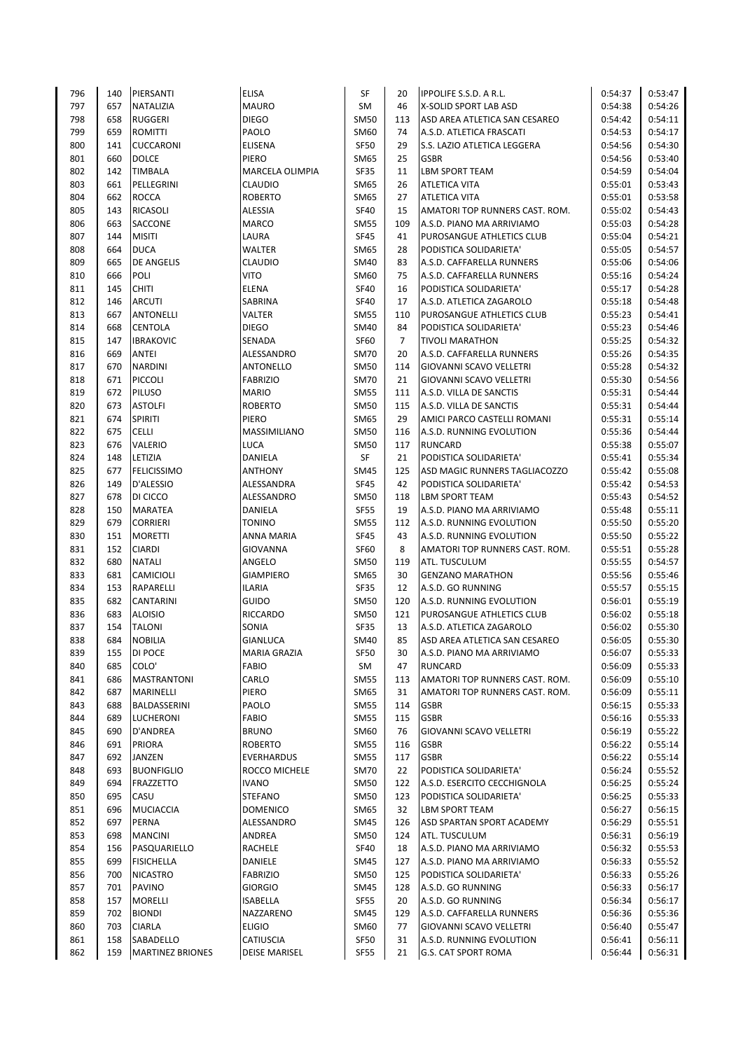| 796 | 140 | PIERSANTI | ELISA | SF | 20 | IPPOLIFE S.S.D. A R.L. | 0:54:37 | 0:53:47 |
|---|---|---|---|---|---|---|---|---|
| 797 | 657 | NATALIZIA | MAURO | SM | 46 | X-SOLID SPORT LAB ASD | 0:54:38 | 0:54:26 |
| 798 | 658 | RUGGERI | DIEGO | SM50 | 113 | ASD AREA ATLETICA SAN CESAREO | 0:54:42 | 0:54:11 |
| 799 | 659 | ROMITTI | PAOLO | SM60 | 74 | A.S.D. ATLETICA FRASCATI | 0:54:53 | 0:54:17 |
| 800 | 141 | CUCCARONI | ELISENA | SF50 | 29 | S.S. LAZIO ATLETICA LEGGERA | 0:54:56 | 0:54:30 |
| 801 | 660 | DOLCE | PIERO | SM65 | 25 | GSBR | 0:54:56 | 0:53:40 |
| 802 | 142 | TIMBALA | MARCELA OLIMPIA | SF35 | 11 | LBM SPORT TEAM | 0:54:59 | 0:54:04 |
| 803 | 661 | PELLEGRINI | CLAUDIO | SM65 | 26 | ATLETICA VITA | 0:55:01 | 0:53:43 |
| 804 | 662 | ROCCA | ROBERTO | SM65 | 27 | ATLETICA VITA | 0:55:01 | 0:53:58 |
| 805 | 143 | RICASOLI | ALESSIA | SF40 | 15 | AMATORI TOP RUNNERS CAST. ROM. | 0:55:02 | 0:54:43 |
| 806 | 663 | SACCONE | MARCO | SM55 | 109 | A.S.D. PIANO MA ARRIVIAMO | 0:55:03 | 0:54:28 |
| 807 | 144 | MISITI | LAURA | SF45 | 41 | PUROSANGUE ATHLETICS CLUB | 0:55:04 | 0:54:21 |
| 808 | 664 | DUCA | WALTER | SM65 | 28 | PODISTICA SOLIDARIETA' | 0:55:05 | 0:54:57 |
| 809 | 665 | DE ANGELIS | CLAUDIO | SM40 | 83 | A.S.D. CAFFARELLA RUNNERS | 0:55:06 | 0:54:06 |
| 810 | 666 | POLI | VITO | SM60 | 75 | A.S.D. CAFFARELLA RUNNERS | 0:55:16 | 0:54:24 |
| 811 | 145 | CHITI | ELENA | SF40 | 16 | PODISTICA SOLIDARIETA' | 0:55:17 | 0:54:28 |
| 812 | 146 | ARCUTI | SABRINA | SF40 | 17 | A.S.D. ATLETICA ZAGAROLO | 0:55:18 | 0:54:48 |
| 813 | 667 | ANTONELLI | VALTER | SM55 | 110 | PUROSANGUE ATHLETICS CLUB | 0:55:23 | 0:54:41 |
| 814 | 668 | CENTOLA | DIEGO | SM40 | 84 | PODISTICA SOLIDARIETA' | 0:55:23 | 0:54:46 |
| 815 | 147 | IBRAKOVIC | SENADA | SF60 | 7 | TIVOLI MARATHON | 0:55:25 | 0:54:32 |
| 816 | 669 | ANTEI | ALESSANDRO | SM70 | 20 | A.S.D. CAFFARELLA RUNNERS | 0:55:26 | 0:54:35 |
| 817 | 670 | NARDINI | ANTONELLO | SM50 | 114 | GIOVANNI SCAVO VELLETRI | 0:55:28 | 0:54:32 |
| 818 | 671 | PICCOLI | FABRIZIO | SM70 | 21 | GIOVANNI SCAVO VELLETRI | 0:55:30 | 0:54:56 |
| 819 | 672 | PILUSO | MARIO | SM55 | 111 | A.S.D. VILLA DE SANCTIS | 0:55:31 | 0:54:44 |
| 820 | 673 | ASTOLFI | ROBERTO | SM50 | 115 | A.S.D. VILLA DE SANCTIS | 0:55:31 | 0:54:44 |
| 821 | 674 | SPIRITI | PIERO | SM65 | 29 | AMICI PARCO CASTELLI ROMANI | 0:55:31 | 0:55:14 |
| 822 | 675 | CELLI | MASSIMILIANO | SM50 | 116 | A.S.D. RUNNING EVOLUTION | 0:55:36 | 0:54:44 |
| 823 | 676 | VALERIO | LUCA | SM50 | 117 | RUNCARD | 0:55:38 | 0:55:07 |
| 824 | 148 | LETIZIA | DANIELA | SF | 21 | PODISTICA SOLIDARIETA' | 0:55:41 | 0:55:34 |
| 825 | 677 | FELICISSIMO | ANTHONY | SM45 | 125 | ASD MAGIC RUNNERS TAGLIACOZZO | 0:55:42 | 0:55:08 |
| 826 | 149 | D'ALESSIO | ALESSANDRA | SF45 | 42 | PODISTICA SOLIDARIETA' | 0:55:42 | 0:54:53 |
| 827 | 678 | DI CICCO | ALESSANDRO | SM50 | 118 | LBM SPORT TEAM | 0:55:43 | 0:54:52 |
| 828 | 150 | MARATEA | DANIELA | SF55 | 19 | A.S.D. PIANO MA ARRIVIAMO | 0:55:48 | 0:55:11 |
| 829 | 679 | CORRIERI | TONINO | SM55 | 112 | A.S.D. RUNNING EVOLUTION | 0:55:50 | 0:55:20 |
| 830 | 151 | MORETTI | ANNA MARIA | SF45 | 43 | A.S.D. RUNNING EVOLUTION | 0:55:50 | 0:55:22 |
| 831 | 152 | CIARDI | GIOVANNA | SF60 | 8 | AMATORI TOP RUNNERS CAST. ROM. | 0:55:51 | 0:55:28 |
| 832 | 680 | NATALI | ANGELO | SM50 | 119 | ATL. TUSCULUM | 0:55:55 | 0:54:57 |
| 833 | 681 | CAMICIOLI | GIAMPIERO | SM65 | 30 | GENZANO MARATHON | 0:55:56 | 0:55:46 |
| 834 | 153 | RAPARELLI | ILARIA | SF35 | 12 | A.S.D. GO RUNNING | 0:55:57 | 0:55:15 |
| 835 | 682 | CANTARINI | GUIDO | SM50 | 120 | A.S.D. RUNNING EVOLUTION | 0:56:01 | 0:55:19 |
| 836 | 683 | ALOISIO | RICCARDO | SM50 | 121 | PUROSANGUE ATHLETICS CLUB | 0:56:02 | 0:55:18 |
| 837 | 154 | TALONI | SONIA | SF35 | 13 | A.S.D. ATLETICA ZAGAROLO | 0:56:02 | 0:55:30 |
| 838 | 684 | NOBILIA | GIANLUCA | SM40 | 85 | ASD AREA ATLETICA SAN CESAREO | 0:56:05 | 0:55:30 |
| 839 | 155 | DI POCE | MARIA GRAZIA | SF50 | 30 | A.S.D. PIANO MA ARRIVIAMO | 0:56:07 | 0:55:33 |
| 840 | 685 | COLO' | FABIO | SM | 47 | RUNCARD | 0:56:09 | 0:55:33 |
| 841 | 686 | MASTRANTONI | CARLO | SM55 | 113 | AMATORI TOP RUNNERS CAST. ROM. | 0:56:09 | 0:55:10 |
| 842 | 687 | MARINELLI | PIERO | SM65 | 31 | AMATORI TOP RUNNERS CAST. ROM. | 0:56:09 | 0:55:11 |
| 843 | 688 | BALDASSERINI | PAOLO | SM55 | 114 | GSBR | 0:56:15 | 0:55:33 |
| 844 | 689 | LUCHERONI | FABIO | SM55 | 115 | GSBR | 0:56:16 | 0:55:33 |
| 845 | 690 | D'ANDREA | BRUNO | SM60 | 76 | GIOVANNI SCAVO VELLETRI | 0:56:19 | 0:55:22 |
| 846 | 691 | PRIORA | ROBERTO | SM55 | 116 | GSBR | 0:56:22 | 0:55:14 |
| 847 | 692 | JANZEN | EVERHARDUS | SM55 | 117 | GSBR | 0:56:22 | 0:55:14 |
| 848 | 693 | BUONFIGLIO | ROCCO MICHELE | SM70 | 22 | PODISTICA SOLIDARIETA' | 0:56:24 | 0:55:52 |
| 849 | 694 | FRAZZETTO | IVANO | SM50 | 122 | A.S.D. ESERCITO CECCHIGNOLA | 0:56:25 | 0:55:24 |
| 850 | 695 | CASU | STEFANO | SM50 | 123 | PODISTICA SOLIDARIETA' | 0:56:25 | 0:55:33 |
| 851 | 696 | MUCIACCIA | DOMENICO | SM65 | 32 | LBM SPORT TEAM | 0:56:27 | 0:56:15 |
| 852 | 697 | PERNA | ALESSANDRO | SM45 | 126 | ASD SPARTAN SPORT ACADEMY | 0:56:29 | 0:55:51 |
| 853 | 698 | MANCINI | ANDREA | SM50 | 124 | ATL. TUSCULUM | 0:56:31 | 0:56:19 |
| 854 | 156 | PASQUARIELLO | RACHELE | SF40 | 18 | A.S.D. PIANO MA ARRIVIAMO | 0:56:32 | 0:55:53 |
| 855 | 699 | FISICHELLA | DANIELE | SM45 | 127 | A.S.D. PIANO MA ARRIVIAMO | 0:56:33 | 0:55:52 |
| 856 | 700 | NICASTRO | FABRIZIO | SM50 | 125 | PODISTICA SOLIDARIETA' | 0:56:33 | 0:55:26 |
| 857 | 701 | PAVINO | GIORGIO | SM45 | 128 | A.S.D. GO RUNNING | 0:56:33 | 0:56:17 |
| 858 | 157 | MORELLI | ISABELLA | SF55 | 20 | A.S.D. GO RUNNING | 0:56:34 | 0:56:17 |
| 859 | 702 | BIONDI | NAZZARENO | SM45 | 129 | A.S.D. CAFFARELLA RUNNERS | 0:56:36 | 0:55:36 |
| 860 | 703 | CIARLA | ELIGIO | SM60 | 77 | GIOVANNI SCAVO VELLETRI | 0:56:40 | 0:55:47 |
| 861 | 158 | SABADELLO | CATIUSCIA | SF50 | 31 | A.S.D. RUNNING EVOLUTION | 0:56:41 | 0:56:11 |
| 862 | 159 | MARTINEZ BRIONES | DEISE MARISEL | SF55 | 21 | G.S. CAT SPORT ROMA | 0:56:44 | 0:56:31 |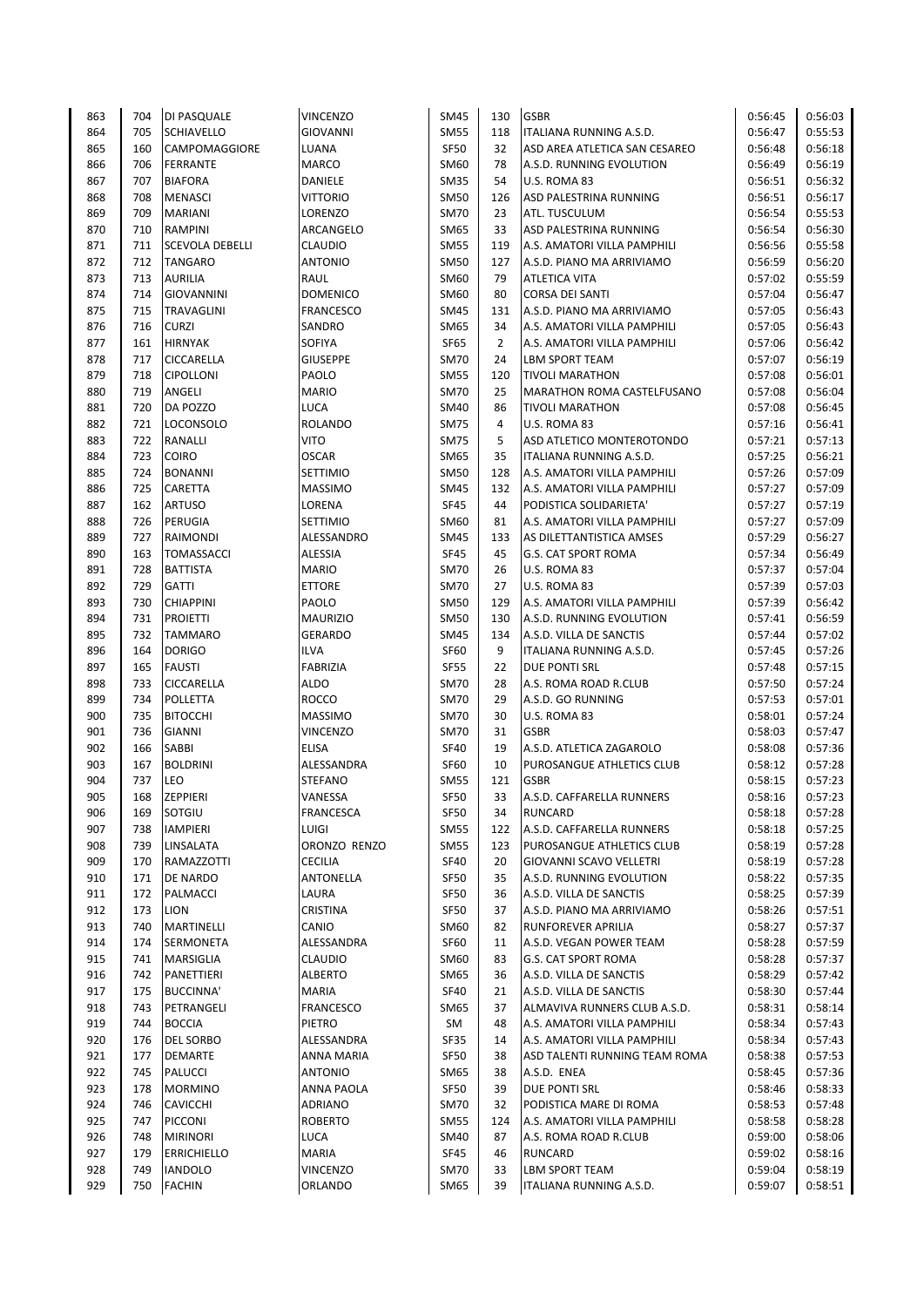| | | | | | | | | |
|---|---|---|---|---|---|---|---|---|
| 863 | 704 | DI PASQUALE | VINCENZO | SM45 | 130 | GSBR | 0:56:45 | 0:56:03 |
| 864 | 705 | SCHIAVELLO | GIOVANNI | SM55 | 118 | ITALIANA RUNNING A.S.D. | 0:56:47 | 0:55:53 |
| 865 | 160 | CAMPOMAGGIORE | LUANA | SF50 | 32 | ASD AREA ATLETICA SAN CESAREO | 0:56:48 | 0:56:18 |
| 866 | 706 | FERRANTE | MARCO | SM60 | 78 | A.S.D. RUNNING EVOLUTION | 0:56:49 | 0:56:19 |
| 867 | 707 | BIAFORA | DANIELE | SM35 | 54 | U.S. ROMA 83 | 0:56:51 | 0:56:32 |
| 868 | 708 | MENASCI | VITTORIO | SM50 | 126 | ASD PALESTRINA RUNNING | 0:56:51 | 0:56:17 |
| 869 | 709 | MARIANI | LORENZO | SM70 | 23 | ATL. TUSCULUM | 0:56:54 | 0:55:53 |
| 870 | 710 | RAMPINI | ARCANGELO | SM65 | 33 | ASD PALESTRINA RUNNING | 0:56:54 | 0:56:30 |
| 871 | 711 | SCEVOLA DEBELLI | CLAUDIO | SM55 | 119 | A.S. AMATORI VILLA PAMPHILI | 0:56:56 | 0:55:58 |
| 872 | 712 | TANGARO | ANTONIO | SM50 | 127 | A.S.D. PIANO MA ARRIVIAMO | 0:56:59 | 0:56:20 |
| 873 | 713 | AURILIA | RAUL | SM60 | 79 | ATLETICA VITA | 0:57:02 | 0:55:59 |
| 874 | 714 | GIOVANNINI | DOMENICO | SM60 | 80 | CORSA DEI SANTI | 0:57:04 | 0:56:47 |
| 875 | 715 | TRAVAGLINI | FRANCESCO | SM45 | 131 | A.S.D. PIANO MA ARRIVIAMO | 0:57:05 | 0:56:43 |
| 876 | 716 | CURZI | SANDRO | SM65 | 34 | A.S. AMATORI VILLA PAMPHILI | 0:57:05 | 0:56:43 |
| 877 | 161 | HIRNYAK | SOFIYA | SF65 | 2 | A.S. AMATORI VILLA PAMPHILI | 0:57:06 | 0:56:42 |
| 878 | 717 | CICCARELLA | GIUSEPPE | SM70 | 24 | LBM SPORT TEAM | 0:57:07 | 0:56:19 |
| 879 | 718 | CIPOLLONI | PAOLO | SM55 | 120 | TIVOLI MARATHON | 0:57:08 | 0:56:01 |
| 880 | 719 | ANGELI | MARIO | SM70 | 25 | MARATHON ROMA CASTELFUSANO | 0:57:08 | 0:56:04 |
| 881 | 720 | DA POZZO | LUCA | SM40 | 86 | TIVOLI MARATHON | 0:57:08 | 0:56:45 |
| 882 | 721 | LOCONSOLO | ROLANDO | SM75 | 4 | U.S. ROMA 83 | 0:57:16 | 0:56:41 |
| 883 | 722 | RANALLI | VITO | SM75 | 5 | ASD ATLETICO MONTEROTONDO | 0:57:21 | 0:57:13 |
| 884 | 723 | COIRO | OSCAR | SM65 | 35 | ITALIANA RUNNING A.S.D. | 0:57:25 | 0:56:21 |
| 885 | 724 | BONANNI | SETTIMIO | SM50 | 128 | A.S. AMATORI VILLA PAMPHILI | 0:57:26 | 0:57:09 |
| 886 | 725 | CARETTA | MASSIMO | SM45 | 132 | A.S. AMATORI VILLA PAMPHILI | 0:57:27 | 0:57:09 |
| 887 | 162 | ARTUSO | LORENA | SF45 | 44 | PODISTICA SOLIDARIETA' | 0:57:27 | 0:57:19 |
| 888 | 726 | PERUGIA | SETTIMIO | SM60 | 81 | A.S. AMATORI VILLA PAMPHILI | 0:57:27 | 0:57:09 |
| 889 | 727 | RAIMONDI | ALESSANDRO | SM45 | 133 | AS DILETTANTISTICA AMSES | 0:57:29 | 0:56:27 |
| 890 | 163 | TOMASSACCI | ALESSIA | SF45 | 45 | G.S. CAT SPORT ROMA | 0:57:34 | 0:56:49 |
| 891 | 728 | BATTISTA | MARIO | SM70 | 26 | U.S. ROMA 83 | 0:57:37 | 0:57:04 |
| 892 | 729 | GATTI | ETTORE | SM70 | 27 | U.S. ROMA 83 | 0:57:39 | 0:57:03 |
| 893 | 730 | CHIAPPINI | PAOLO | SM50 | 129 | A.S. AMATORI VILLA PAMPHILI | 0:57:39 | 0:56:42 |
| 894 | 731 | PROIETTI | MAURIZIO | SM50 | 130 | A.S.D. RUNNING EVOLUTION | 0:57:41 | 0:56:59 |
| 895 | 732 | TAMMARO | GERARDO | SM45 | 134 | A.S.D. VILLA DE SANCTIS | 0:57:44 | 0:57:02 |
| 896 | 164 | DORIGO | ILVA | SF60 | 9 | ITALIANA RUNNING A.S.D. | 0:57:45 | 0:57:26 |
| 897 | 165 | FAUSTI | FABRIZIA | SF55 | 22 | DUE PONTI SRL | 0:57:48 | 0:57:15 |
| 898 | 733 | CICCARELLA | ALDO | SM70 | 28 | A.S. ROMA ROAD R.CLUB | 0:57:50 | 0:57:24 |
| 899 | 734 | POLLETTA | ROCCO | SM70 | 29 | A.S.D. GO RUNNING | 0:57:53 | 0:57:01 |
| 900 | 735 | BITOCCHI | MASSIMO | SM70 | 30 | U.S. ROMA 83 | 0:58:01 | 0:57:24 |
| 901 | 736 | GIANNI | VINCENZO | SM70 | 31 | GSBR | 0:58:03 | 0:57:47 |
| 902 | 166 | SABBI | ELISA | SF40 | 19 | A.S.D. ATLETICA ZAGAROLO | 0:58:08 | 0:57:36 |
| 903 | 167 | BOLDRINI | ALESSANDRA | SF60 | 10 | PUROSANGUE ATHLETICS CLUB | 0:58:12 | 0:57:28 |
| 904 | 737 | LEO | STEFANO | SM55 | 121 | GSBR | 0:58:15 | 0:57:23 |
| 905 | 168 | ZEPPIERI | VANESSA | SF50 | 33 | A.S.D. CAFFARELLA RUNNERS | 0:58:16 | 0:57:23 |
| 906 | 169 | SOTGIU | FRANCESCA | SF50 | 34 | RUNCARD | 0:58:18 | 0:57:28 |
| 907 | 738 | IAMPIERI | LUIGI | SM55 | 122 | A.S.D. CAFFARELLA RUNNERS | 0:58:18 | 0:57:25 |
| 908 | 739 | LINSALATA | ORONZO RENZO | SM55 | 123 | PUROSANGUE ATHLETICS CLUB | 0:58:19 | 0:57:28 |
| 909 | 170 | RAMAZZOTTI | CECILIA | SF40 | 20 | GIOVANNI SCAVO VELLETRI | 0:58:19 | 0:57:28 |
| 910 | 171 | DE NARDO | ANTONELLA | SF50 | 35 | A.S.D. RUNNING EVOLUTION | 0:58:22 | 0:57:35 |
| 911 | 172 | PALMACCI | LAURA | SF50 | 36 | A.S.D. VILLA DE SANCTIS | 0:58:25 | 0:57:39 |
| 912 | 173 | LION | CRISTINA | SF50 | 37 | A.S.D. PIANO MA ARRIVIAMO | 0:58:26 | 0:57:51 |
| 913 | 740 | MARTINELLI | CANIO | SM60 | 82 | RUNFOREVER APRILIA | 0:58:27 | 0:57:37 |
| 914 | 174 | SERMONETA | ALESSANDRA | SF60 | 11 | A.S.D. VEGAN POWER TEAM | 0:58:28 | 0:57:59 |
| 915 | 741 | MARSIGLIA | CLAUDIO | SM60 | 83 | G.S. CAT SPORT ROMA | 0:58:28 | 0:57:37 |
| 916 | 742 | PANETTIERI | ALBERTO | SM65 | 36 | A.S.D. VILLA DE SANCTIS | 0:58:29 | 0:57:42 |
| 917 | 175 | BUCCINNA' | MARIA | SF40 | 21 | A.S.D. VILLA DE SANCTIS | 0:58:30 | 0:57:44 |
| 918 | 743 | PETRANGELI | FRANCESCO | SM65 | 37 | ALMAVIVA RUNNERS CLUB A.S.D. | 0:58:31 | 0:58:14 |
| 919 | 744 | BOCCIA | PIETRO | SM | 48 | A.S. AMATORI VILLA PAMPHILI | 0:58:34 | 0:57:43 |
| 920 | 176 | DEL SORBO | ALESSANDRA | SF35 | 14 | A.S. AMATORI VILLA PAMPHILI | 0:58:34 | 0:57:43 |
| 921 | 177 | DEMARTE | ANNA MARIA | SF50 | 38 | ASD TALENTI RUNNING TEAM ROMA | 0:58:38 | 0:57:53 |
| 922 | 745 | PALUCCI | ANTONIO | SM65 | 38 | A.S.D. ENEA | 0:58:45 | 0:57:36 |
| 923 | 178 | MORMINO | ANNA PAOLA | SF50 | 39 | DUE PONTI SRL | 0:58:46 | 0:58:33 |
| 924 | 746 | CAVICCHI | ADRIANO | SM70 | 32 | PODISTICA MARE DI ROMA | 0:58:53 | 0:57:48 |
| 925 | 747 | PICCONI | ROBERTO | SM55 | 124 | A.S. AMATORI VILLA PAMPHILI | 0:58:58 | 0:58:28 |
| 926 | 748 | MIRINORI | LUCA | SM40 | 87 | A.S. ROMA ROAD R.CLUB | 0:59:00 | 0:58:06 |
| 927 | 179 | ERRICHIELLO | MARIA | SF45 | 46 | RUNCARD | 0:59:02 | 0:58:16 |
| 928 | 749 | IANDOLO | VINCENZO | SM70 | 33 | LBM SPORT TEAM | 0:59:04 | 0:58:19 |
| 929 | 750 | FACHIN | ORLANDO | SM65 | 39 | ITALIANA RUNNING A.S.D. | 0:59:07 | 0:58:51 |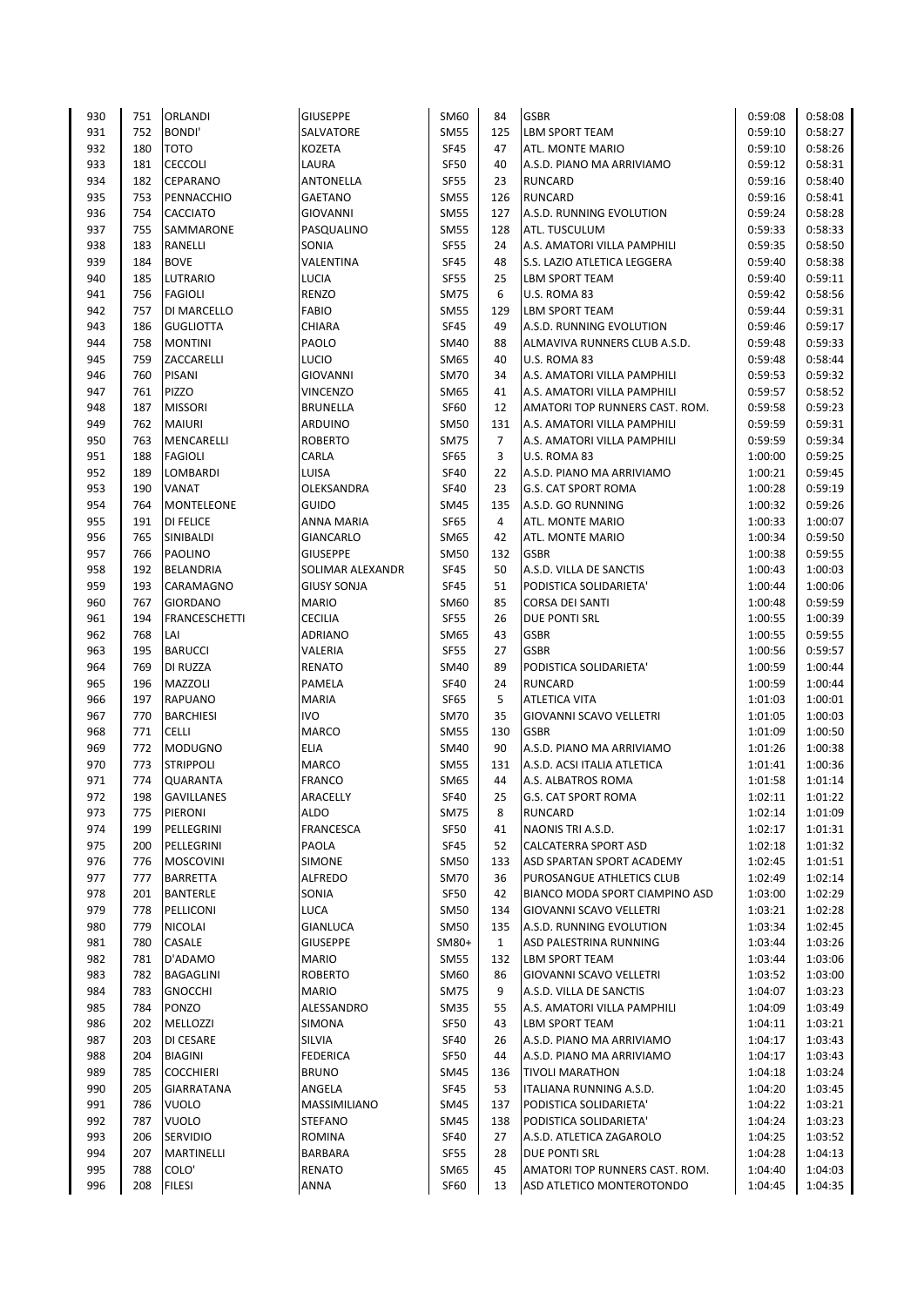| | | | | | | | | |
|---|---|---|---|---|---|---|---|---|
| 930 | 751 | ORLANDI | GIUSEPPE | SM60 | 84 | GSBR | 0:59:08 | 0:58:08 |
| 931 | 752 | BONDI' | SALVATORE | SM55 | 125 | LBM SPORT TEAM | 0:59:10 | 0:58:27 |
| 932 | 180 | TOTO | KOZETA | SF45 | 47 | ATL. MONTE MARIO | 0:59:10 | 0:58:26 |
| 933 | 181 | CECCOLI | LAURA | SF50 | 40 | A.S.D. PIANO MA ARRIVIAMO | 0:59:12 | 0:58:31 |
| 934 | 182 | CEPARANO | ANTONELLA | SF55 | 23 | RUNCARD | 0:59:16 | 0:58:40 |
| 935 | 753 | PENNACCHIO | GAETANO | SM55 | 126 | RUNCARD | 0:59:16 | 0:58:41 |
| 936 | 754 | CACCIATO | GIOVANNI | SM55 | 127 | A.S.D. RUNNING EVOLUTION | 0:59:24 | 0:58:28 |
| 937 | 755 | SAMMARONE | PASQUALINO | SM55 | 128 | ATL. TUSCULUM | 0:59:33 | 0:58:33 |
| 938 | 183 | RANELLI | SONIA | SF55 | 24 | A.S. AMATORI VILLA PAMPHILI | 0:59:35 | 0:58:50 |
| 939 | 184 | BOVE | VALENTINA | SF45 | 48 | S.S. LAZIO ATLETICA LEGGERA | 0:59:40 | 0:58:38 |
| 940 | 185 | LUTRARIO | LUCIA | SF55 | 25 | LBM SPORT TEAM | 0:59:40 | 0:59:11 |
| 941 | 756 | FAGIOLI | RENZO | SM75 | 6 | U.S. ROMA 83 | 0:59:42 | 0:58:56 |
| 942 | 757 | DI MARCELLO | FABIO | SM55 | 129 | LBM SPORT TEAM | 0:59:44 | 0:59:31 |
| 943 | 186 | GUGLIOTTA | CHIARA | SF45 | 49 | A.S.D. RUNNING EVOLUTION | 0:59:46 | 0:59:17 |
| 944 | 758 | MONTINI | PAOLO | SM40 | 88 | ALMAVIVA RUNNERS CLUB A.S.D. | 0:59:48 | 0:59:33 |
| 945 | 759 | ZACCARELLI | LUCIO | SM65 | 40 | U.S. ROMA 83 | 0:59:48 | 0:58:44 |
| 946 | 760 | PISANI | GIOVANNI | SM70 | 34 | A.S. AMATORI VILLA PAMPHILI | 0:59:53 | 0:59:32 |
| 947 | 761 | PIZZO | VINCENZO | SM65 | 41 | A.S. AMATORI VILLA PAMPHILI | 0:59:57 | 0:58:52 |
| 948 | 187 | MISSORI | BRUNELLA | SF60 | 12 | AMATORI TOP RUNNERS CAST. ROM. | 0:59:58 | 0:59:23 |
| 949 | 762 | MAIURI | ARDUINO | SM50 | 131 | A.S. AMATORI VILLA PAMPHILI | 0:59:59 | 0:59:31 |
| 950 | 763 | MENCARELLI | ROBERTO | SM75 | 7 | A.S. AMATORI VILLA PAMPHILI | 0:59:59 | 0:59:34 |
| 951 | 188 | FAGIOLI | CARLA | SF65 | 3 | U.S. ROMA 83 | 1:00:00 | 0:59:25 |
| 952 | 189 | LOMBARDI | LUISA | SF40 | 22 | A.S.D. PIANO MA ARRIVIAMO | 1:00:21 | 0:59:45 |
| 953 | 190 | VANAT | OLEKSANDRA | SF40 | 23 | G.S. CAT SPORT ROMA | 1:00:28 | 0:59:19 |
| 954 | 764 | MONTELEONE | GUIDO | SM45 | 135 | A.S.D. GO RUNNING | 1:00:32 | 0:59:26 |
| 955 | 191 | DI FELICE | ANNA MARIA | SF65 | 4 | ATL. MONTE MARIO | 1:00:33 | 1:00:07 |
| 956 | 765 | SINIBALDI | GIANCARLO | SM65 | 42 | ATL. MONTE MARIO | 1:00:34 | 0:59:50 |
| 957 | 766 | PAOLINO | GIUSEPPE | SM50 | 132 | GSBR | 1:00:38 | 0:59:55 |
| 958 | 192 | BELANDRIA | SOLIMAR ALEXANDR | SF45 | 50 | A.S.D. VILLA DE SANCTIS | 1:00:43 | 1:00:03 |
| 959 | 193 | CARAMAGNO | GIUSY SONJA | SF45 | 51 | PODISTICA SOLIDARIETA' | 1:00:44 | 1:00:06 |
| 960 | 767 | GIORDANO | MARIO | SM60 | 85 | CORSA DEI SANTI | 1:00:48 | 0:59:59 |
| 961 | 194 | FRANCESCHETTI | CECILIA | SF55 | 26 | DUE PONTI SRL | 1:00:55 | 1:00:39 |
| 962 | 768 | LAI | ADRIANO | SM65 | 43 | GSBR | 1:00:55 | 0:59:55 |
| 963 | 195 | BARUCCI | VALERIA | SF55 | 27 | GSBR | 1:00:56 | 0:59:57 |
| 964 | 769 | DI RUZZA | RENATO | SM40 | 89 | PODISTICA SOLIDARIETA' | 1:00:59 | 1:00:44 |
| 965 | 196 | MAZZOLI | PAMELA | SF40 | 24 | RUNCARD | 1:00:59 | 1:00:44 |
| 966 | 197 | RAPUANO | MARIA | SF65 | 5 | ATLETICA VITA | 1:01:03 | 1:00:01 |
| 967 | 770 | BARCHIESI | IVO | SM70 | 35 | GIOVANNI SCAVO VELLETRI | 1:01:05 | 1:00:03 |
| 968 | 771 | CELLI | MARCO | SM55 | 130 | GSBR | 1:01:09 | 1:00:50 |
| 969 | 772 | MODUGNO | ELIA | SM40 | 90 | A.S.D. PIANO MA ARRIVIAMO | 1:01:26 | 1:00:38 |
| 970 | 773 | STRIPPOLI | MARCO | SM55 | 131 | A.S.D. ACSI ITALIA ATLETICA | 1:01:41 | 1:00:36 |
| 971 | 774 | QUARANTA | FRANCO | SM65 | 44 | A.S. ALBATROS ROMA | 1:01:58 | 1:01:14 |
| 972 | 198 | GAVILLANES | ARACELLY | SF40 | 25 | G.S. CAT SPORT ROMA | 1:02:11 | 1:01:22 |
| 973 | 775 | PIERONI | ALDO | SM75 | 8 | RUNCARD | 1:02:14 | 1:01:09 |
| 974 | 199 | PELLEGRINI | FRANCESCA | SF50 | 41 | NAONIS TRI A.S.D. | 1:02:17 | 1:01:31 |
| 975 | 200 | PELLEGRINI | PAOLA | SF45 | 52 | CALCATERRA SPORT ASD | 1:02:18 | 1:01:32 |
| 976 | 776 | MOSCOVINI | SIMONE | SM50 | 133 | ASD SPARTAN SPORT ACADEMY | 1:02:45 | 1:01:51 |
| 977 | 777 | BARRETTA | ALFREDO | SM70 | 36 | PUROSANGUE ATHLETICS CLUB | 1:02:49 | 1:02:14 |
| 978 | 201 | BANTERLE | SONIA | SF50 | 42 | BIANCO MODA SPORT CIAMPINO ASD | 1:03:00 | 1:02:29 |
| 979 | 778 | PELLICONI | LUCA | SM50 | 134 | GIOVANNI SCAVO VELLETRI | 1:03:21 | 1:02:28 |
| 980 | 779 | NICOLAI | GIANLUCA | SM50 | 135 | A.S.D. RUNNING EVOLUTION | 1:03:34 | 1:02:45 |
| 981 | 780 | CASALE | GIUSEPPE | SM80+ | 1 | ASD PALESTRINA RUNNING | 1:03:44 | 1:03:26 |
| 982 | 781 | D'ADAMO | MARIO | SM55 | 132 | LBM SPORT TEAM | 1:03:44 | 1:03:06 |
| 983 | 782 | BAGAGLINI | ROBERTO | SM60 | 86 | GIOVANNI SCAVO VELLETRI | 1:03:52 | 1:03:00 |
| 984 | 783 | GNOCCHI | MARIO | SM75 | 9 | A.S.D. VILLA DE SANCTIS | 1:04:07 | 1:03:23 |
| 985 | 784 | PONZO | ALESSANDRO | SM35 | 55 | A.S. AMATORI VILLA PAMPHILI | 1:04:09 | 1:03:49 |
| 986 | 202 | MELLOZZI | SIMONA | SF50 | 43 | LBM SPORT TEAM | 1:04:11 | 1:03:21 |
| 987 | 203 | DI CESARE | SILVIA | SF40 | 26 | A.S.D. PIANO MA ARRIVIAMO | 1:04:17 | 1:03:43 |
| 988 | 204 | BIAGINI | FEDERICA | SF50 | 44 | A.S.D. PIANO MA ARRIVIAMO | 1:04:17 | 1:03:43 |
| 989 | 785 | COCCHIERI | BRUNO | SM45 | 136 | TIVOLI MARATHON | 1:04:18 | 1:03:24 |
| 990 | 205 | GIARRATANA | ANGELA | SF45 | 53 | ITALIANA RUNNING A.S.D. | 1:04:20 | 1:03:45 |
| 991 | 786 | VUOLO | MASSIMILIANO | SM45 | 137 | PODISTICA SOLIDARIETA' | 1:04:22 | 1:03:21 |
| 992 | 787 | VUOLO | STEFANO | SM45 | 138 | PODISTICA SOLIDARIETA' | 1:04:24 | 1:03:23 |
| 993 | 206 | SERVIDIO | ROMINA | SF40 | 27 | A.S.D. ATLETICA ZAGAROLO | 1:04:25 | 1:03:52 |
| 994 | 207 | MARTINELLI | BARBARA | SF55 | 28 | DUE PONTI SRL | 1:04:28 | 1:04:13 |
| 995 | 788 | COLO' | RENATO | SM65 | 45 | AMATORI TOP RUNNERS CAST. ROM. | 1:04:40 | 1:04:03 |
| 996 | 208 | FILESI | ANNA | SF60 | 13 | ASD ATLETICO MONTEROTONDO | 1:04:45 | 1:04:35 |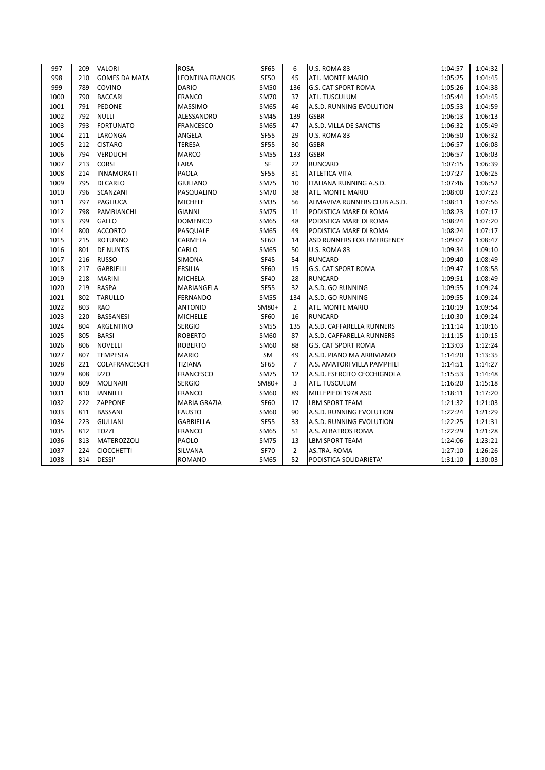| | | | | | | | | |
|---|---|---|---|---|---|---|---|---|
| 997 | 209 | VALORI | ROSA | SF65 | 6 | U.S. ROMA 83 | 1:04:57 | 1:04:32 |
| 998 | 210 | GOMES DA MATA | LEONTINA FRANCIS | SF50 | 45 | ATL. MONTE MARIO | 1:05:25 | 1:04:45 |
| 999 | 789 | COVINO | DARIO | SM50 | 136 | G.S. CAT SPORT ROMA | 1:05:26 | 1:04:38 |
| 1000 | 790 | BACCARI | FRANCO | SM70 | 37 | ATL. TUSCULUM | 1:05:44 | 1:04:45 |
| 1001 | 791 | PEDONE | MASSIMO | SM65 | 46 | A.S.D. RUNNING EVOLUTION | 1:05:53 | 1:04:59 |
| 1002 | 792 | NULLI | ALESSANDRO | SM45 | 139 | GSBR | 1:06:13 | 1:06:13 |
| 1003 | 793 | FORTUNATO | FRANCESCO | SM65 | 47 | A.S.D. VILLA DE SANCTIS | 1:06:32 | 1:05:49 |
| 1004 | 211 | LARONGA | ANGELA | SF55 | 29 | U.S. ROMA 83 | 1:06:50 | 1:06:32 |
| 1005 | 212 | CISTARO | TERESA | SF55 | 30 | GSBR | 1:06:57 | 1:06:08 |
| 1006 | 794 | VERDUCHI | MARCO | SM55 | 133 | GSBR | 1:06:57 | 1:06:03 |
| 1007 | 213 | CORSI | LARA | SF | 22 | RUNCARD | 1:07:15 | 1:06:39 |
| 1008 | 214 | INNAMORATI | PAOLA | SF55 | 31 | ATLETICA VITA | 1:07:27 | 1:06:25 |
| 1009 | 795 | DI CARLO | GIULIANO | SM75 | 10 | ITALIANA RUNNING A.S.D. | 1:07:46 | 1:06:52 |
| 1010 | 796 | SCANZANI | PASQUALINO | SM70 | 38 | ATL. MONTE MARIO | 1:08:00 | 1:07:23 |
| 1011 | 797 | PAGLIUCA | MICHELE | SM35 | 56 | ALMAVIVA RUNNERS CLUB A.S.D. | 1:08:11 | 1:07:56 |
| 1012 | 798 | PAMBIANCHI | GIANNI | SM75 | 11 | PODISTICA MARE DI ROMA | 1:08:23 | 1:07:17 |
| 1013 | 799 | GALLO | DOMENICO | SM65 | 48 | PODISTICA MARE DI ROMA | 1:08:24 | 1:07:20 |
| 1014 | 800 | ACCORTO | PASQUALE | SM65 | 49 | PODISTICA MARE DI ROMA | 1:08:24 | 1:07:17 |
| 1015 | 215 | ROTUNNO | CARMELA | SF60 | 14 | ASD RUNNERS FOR EMERGENCY | 1:09:07 | 1:08:47 |
| 1016 | 801 | DE NUNTIS | CARLO | SM65 | 50 | U.S. ROMA 83 | 1:09:34 | 1:09:10 |
| 1017 | 216 | RUSSO | SIMONA | SF45 | 54 | RUNCARD | 1:09:40 | 1:08:49 |
| 1018 | 217 | GABRIELLI | ERSILIA | SF60 | 15 | G.S. CAT SPORT ROMA | 1:09:47 | 1:08:58 |
| 1019 | 218 | MARINI | MICHELA | SF40 | 28 | RUNCARD | 1:09:51 | 1:08:49 |
| 1020 | 219 | RASPA | MARIANGELA | SF55 | 32 | A.S.D. GO RUNNING | 1:09:55 | 1:09:24 |
| 1021 | 802 | TARULLO | FERNANDO | SM55 | 134 | A.S.D. GO RUNNING | 1:09:55 | 1:09:24 |
| 1022 | 803 | RAO | ANTONIO | SM80+ | 2 | ATL. MONTE MARIO | 1:10:19 | 1:09:54 |
| 1023 | 220 | BASSANESI | MICHELLE | SF60 | 16 | RUNCARD | 1:10:30 | 1:09:24 |
| 1024 | 804 | ARGENTINO | SERGIO | SM55 | 135 | A.S.D. CAFFARELLA RUNNERS | 1:11:14 | 1:10:16 |
| 1025 | 805 | BARSI | ROBERTO | SM60 | 87 | A.S.D. CAFFARELLA RUNNERS | 1:11:15 | 1:10:15 |
| 1026 | 806 | NOVELLI | ROBERTO | SM60 | 88 | G.S. CAT SPORT ROMA | 1:13:03 | 1:12:24 |
| 1027 | 807 | TEMPESTA | MARIO | SM | 49 | A.S.D. PIANO MA ARRIVIAMO | 1:14:20 | 1:13:35 |
| 1028 | 221 | COLAFRANCESCHI | TIZIANA | SF65 | 7 | A.S. AMATORI VILLA PAMPHILI | 1:14:51 | 1:14:27 |
| 1029 | 808 | IZZO | FRANCESCO | SM75 | 12 | A.S.D. ESERCITO CECCHIGNOLA | 1:15:53 | 1:14:48 |
| 1030 | 809 | MOLINARI | SERGIO | SM80+ | 3 | ATL. TUSCULUM | 1:16:20 | 1:15:18 |
| 1031 | 810 | IANNILLI | FRANCO | SM60 | 89 | MILLEPIEDI 1978 ASD | 1:18:11 | 1:17:20 |
| 1032 | 222 | ZAPPONE | MARIA GRAZIA | SF60 | 17 | LBM SPORT TEAM | 1:21:32 | 1:21:03 |
| 1033 | 811 | BASSANI | FAUSTO | SM60 | 90 | A.S.D. RUNNING EVOLUTION | 1:22:24 | 1:21:29 |
| 1034 | 223 | GIULIANI | GABRIELLA | SF55 | 33 | A.S.D. RUNNING EVOLUTION | 1:22:25 | 1:21:31 |
| 1035 | 812 | TOZZI | FRANCO | SM65 | 51 | A.S. ALBATROS ROMA | 1:22:29 | 1:21:28 |
| 1036 | 813 | MATEROZZOLI | PAOLO | SM75 | 13 | LBM SPORT TEAM | 1:24:06 | 1:23:21 |
| 1037 | 224 | CIOCCHETTI | SILVANA | SF70 | 2 | AS.TRA. ROMA | 1:27:10 | 1:26:26 |
| 1038 | 814 | DESSI' | ROMANO | SM65 | 52 | PODISTICA SOLIDARIETA' | 1:31:10 | 1:30:03 |